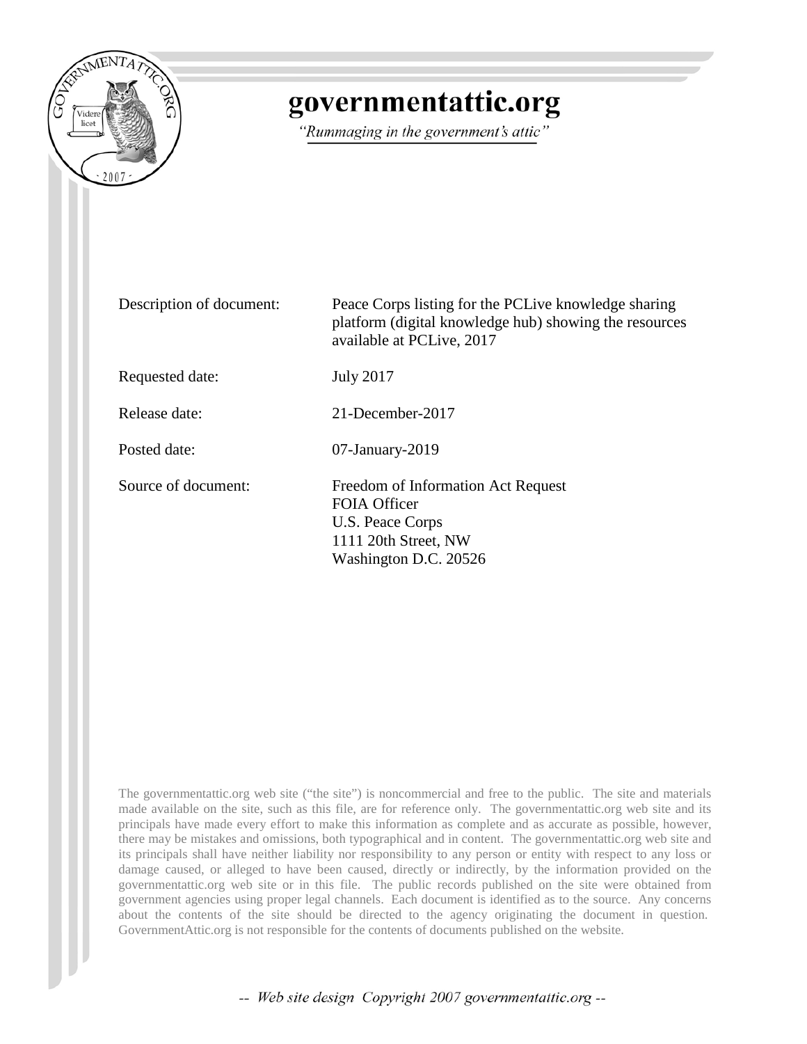# governmentattic.org

*"Rummaging in the government's attic"*

| | |
|---|---|
| Description of document: | Peace Corps listing for the PCLive knowledge sharing platform (digital knowledge hub) showing the resources available at PCLive, 2017 |
| Requested date: | July 2017 |
| Release date: | 21-December-2017 |
| Posted date: | 07-January-2019 |
| Source of document: | Freedom of Information Act Request<br>FOIA Officer<br>U.S. Peace Corps<br>1111 20th Street, NW<br>Washington D.C. 20526 |

The governmentattic.org web site ("the site") is noncommercial and free to the public. The site and materials made available on the site, such as this file, are for reference only. The governmentattic.org web site and its principals have made every effort to make this information as complete and as accurate as possible, however, there may be mistakes and omissions, both typographical and in content. The governmentattic.org web site and its principals shall have neither liability nor responsibility to any person or entity with respect to any loss or damage caused, or alleged to have been caused, directly or indirectly, by the information provided on the governmentattic.org web site or in this file. The public records published on the site were obtained from government agencies using proper legal channels. Each document is identified as to the source. Any concerns about the contents of the site should be directed to the agency originating the document in question. GovernmentAttic.org is not responsible for the contents of documents published on the website.

-- Web site design Copyright 2007 governmentattic.org --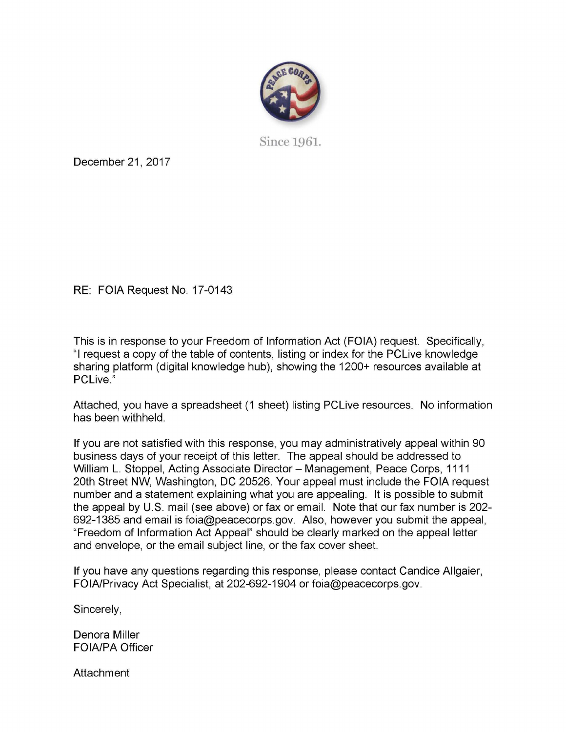Since 1961.

December 21, 2017

RE: FOIA Request No. 17-0143

This is in response to your Freedom of Information Act (FOIA) request. Specifically, "I request a copy of the table of contents, listing or index for the PCLive knowledge sharing platform (digital knowledge hub), showing the 1200+ resources available at PCLive."

Attached, you have a spreadsheet (1 sheet) listing PCLive resources. No information has been withheld.

If you are not satisfied with this response, you may administratively appeal within 90 business days of your receipt of this letter. The appeal should be addressed to William L. Stoppel, Acting Associate Director – Management, Peace Corps, 1111 20th Street NW, Washington, DC 20526. Your appeal must include the FOIA request number and a statement explaining what you are appealing. It is possible to submit the appeal by U.S. mail (see above) or fax or email. Note that our fax number is 202-692-1385 and email is foia@peacecorps.gov. Also, however you submit the appeal, "Freedom of Information Act Appeal" should be clearly marked on the appeal letter and envelope, or the email subject line, or the fax cover sheet.

If you have any questions regarding this response, please contact Candice Allgaier, FOIA/Privacy Act Specialist, at 202-692-1904 or foia@peacecorps.gov.

Sincerely,

Denora Miller
FOIA/PA Officer

Attachment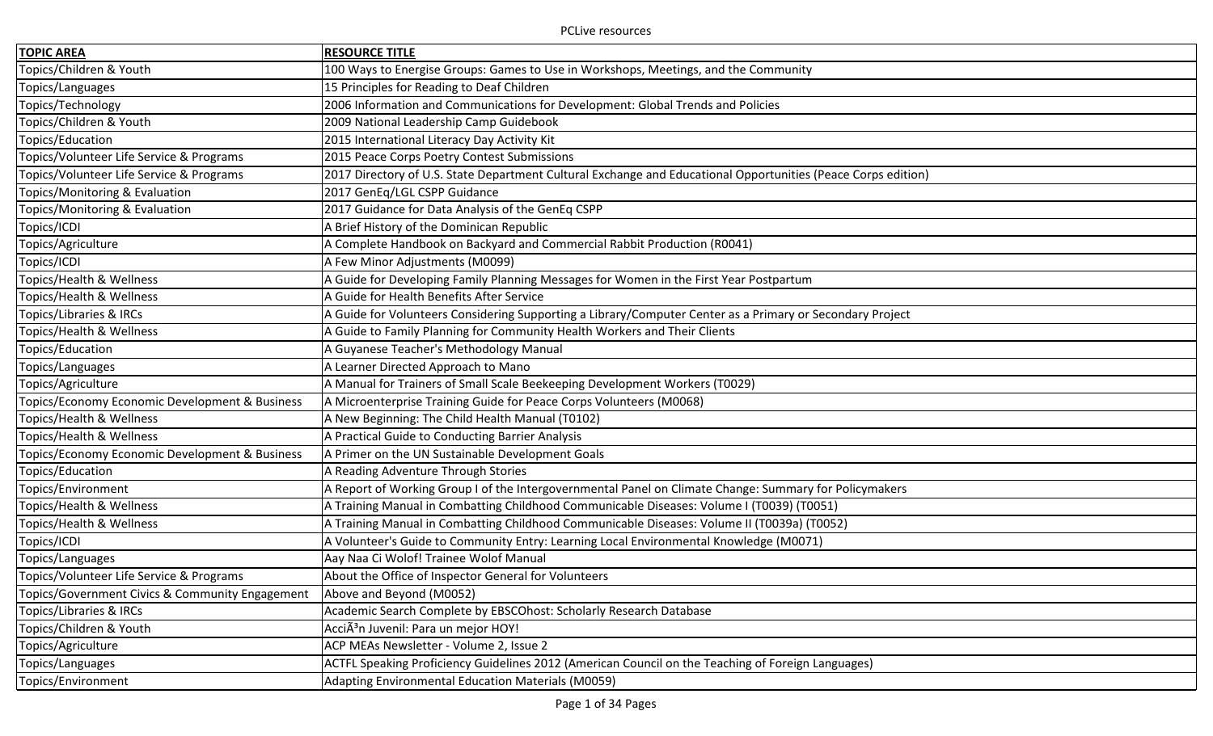| TOPIC AREA | RESOURCE TITLE |
| --- | --- |
| Topics/Children & Youth | 100 Ways to Energise Groups: Games to Use in Workshops, Meetings, and the Community |
| Topics/Languages | 15 Principles for Reading to Deaf Children |
| Topics/Technology | 2006 Information and Communications for Development: Global Trends and Policies |
| Topics/Children & Youth | 2009 National Leadership Camp Guidebook |
| Topics/Education | 2015 International Literacy Day Activity Kit |
| Topics/Volunteer Life Service & Programs | 2015 Peace Corps Poetry Contest Submissions |
| Topics/Volunteer Life Service & Programs | 2017 Directory of U.S. State Department Cultural Exchange and Educational Opportunities (Peace Corps edition) |
| Topics/Monitoring & Evaluation | 2017 GenEq/LGL CSPP Guidance |
| Topics/Monitoring & Evaluation | 2017 Guidance for Data Analysis of the GenEq CSPP |
| Topics/ICDI | A Brief History of the Dominican Republic |
| Topics/Agriculture | A Complete Handbook on Backyard and Commercial Rabbit Production (R0041) |
| Topics/ICDI | A Few Minor Adjustments (M0099) |
| Topics/Health & Wellness | A Guide for Developing Family Planning Messages for Women in the First Year Postpartum |
| Topics/Health & Wellness | A Guide for Health Benefits After Service |
| Topics/Libraries & IRCs | A Guide for Volunteers Considering Supporting a Library/Computer Center as a Primary or Secondary Project |
| Topics/Health & Wellness | A Guide to Family Planning for Community Health Workers and Their Clients |
| Topics/Education | A Guyanese Teacher's Methodology Manual |
| Topics/Languages | A Learner Directed Approach to Mano |
| Topics/Agriculture | A Manual for Trainers of Small Scale Beekeeping Development Workers (T0029) |
| Topics/Economy Economic Development & Business | A Microenterprise Training Guide for Peace Corps Volunteers (M0068) |
| Topics/Health & Wellness | A New Beginning: The Child Health Manual (T0102) |
| Topics/Health & Wellness | A Practical Guide to Conducting Barrier Analysis |
| Topics/Economy Economic Development & Business | A Primer on the UN Sustainable Development Goals |
| Topics/Education | A Reading Adventure Through Stories |
| Topics/Environment | A Report of Working Group I of the Intergovernmental Panel on Climate Change: Summary for Policymakers |
| Topics/Health & Wellness | A Training Manual in Combatting Childhood Communicable Diseases: Volume I (T0039) (T0051) |
| Topics/Health & Wellness | A Training Manual in Combatting Childhood Communicable Diseases: Volume II (T0039a) (T0052) |
| Topics/ICDI | A Volunteer's Guide to Community Entry: Learning Local Environmental Knowledge (M0071) |
| Topics/Languages | Aay Naa Ci Wolof! Trainee Wolof Manual |
| Topics/Volunteer Life Service & Programs | About the Office of Inspector General for Volunteers |
| Topics/Government Civics & Community Engagement | Above and Beyond (M0052) |
| Topics/Libraries & IRCs | Academic Search Complete by EBSCOhost: Scholarly Research Database |
| Topics/Children & Youth | AcciÃ³n Juvenil: Para un mejor HOY! |
| Topics/Agriculture | ACP MEAs Newsletter - Volume 2, Issue 2 |
| Topics/Languages | ACTFL Speaking Proficiency Guidelines 2012 (American Council on the Teaching of Foreign Languages) |
| Topics/Environment | Adapting Environmental Education Materials (M0059) |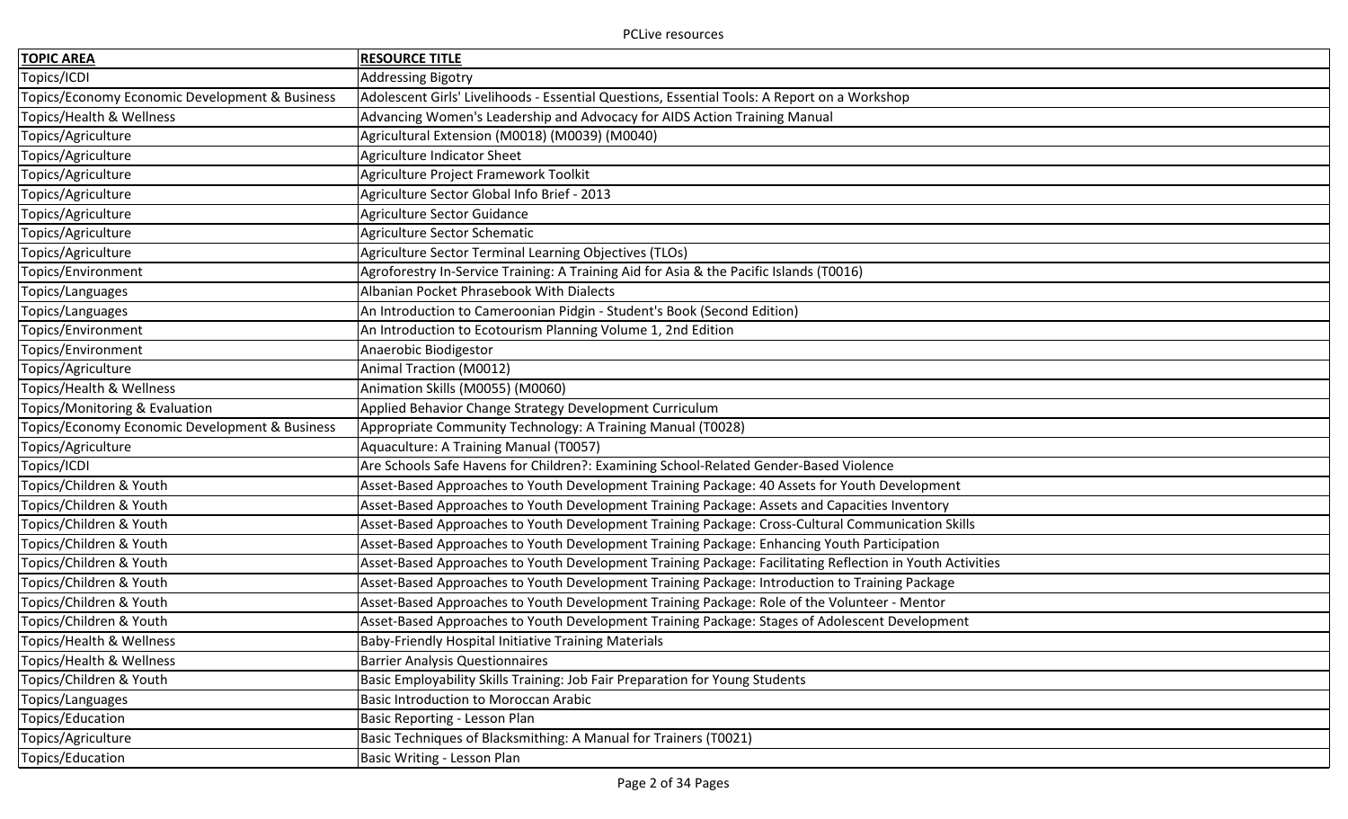| TOPIC AREA | RESOURCE TITLE |
|---|---|
| Topics/ICDI | Addressing Bigotry |
| Topics/Economy Economic Development & Business | Adolescent Girls' Livelihoods - Essential Questions, Essential Tools: A Report on a Workshop |
| Topics/Health & Wellness | Advancing Women's Leadership and Advocacy for AIDS Action Training Manual |
| Topics/Agriculture | Agricultural Extension (M0018) (M0039) (M0040) |
| Topics/Agriculture | Agriculture Indicator Sheet |
| Topics/Agriculture | Agriculture Project Framework Toolkit |
| Topics/Agriculture | Agriculture Sector Global Info Brief - 2013 |
| Topics/Agriculture | Agriculture Sector Guidance |
| Topics/Agriculture | Agriculture Sector Schematic |
| Topics/Agriculture | Agriculture Sector Terminal Learning Objectives (TLOs) |
| Topics/Environment | Agroforestry In-Service Training: A Training Aid for Asia & the Pacific Islands (T0016) |
| Topics/Languages | Albanian Pocket Phrasebook With Dialects |
| Topics/Languages | An Introduction to Cameroonian Pidgin - Student's Book (Second Edition) |
| Topics/Environment | An Introduction to Ecotourism Planning Volume 1, 2nd Edition |
| Topics/Environment | Anaerobic Biodigestor |
| Topics/Agriculture | Animal Traction (M0012) |
| Topics/Health & Wellness | Animation Skills (M0055) (M0060) |
| Topics/Monitoring & Evaluation | Applied Behavior Change Strategy Development Curriculum |
| Topics/Economy Economic Development & Business | Appropriate Community Technology: A Training Manual (T0028) |
| Topics/Agriculture | Aquaculture: A Training Manual (T0057) |
| Topics/ICDI | Are Schools Safe Havens for Children?: Examining School-Related Gender-Based Violence |
| Topics/Children & Youth | Asset-Based Approaches to Youth Development Training Package: 40 Assets for Youth Development |
| Topics/Children & Youth | Asset-Based Approaches to Youth Development Training Package: Assets and Capacities Inventory |
| Topics/Children & Youth | Asset-Based Approaches to Youth Development Training Package: Cross-Cultural Communication Skills |
| Topics/Children & Youth | Asset-Based Approaches to Youth Development Training Package: Enhancing Youth Participation |
| Topics/Children & Youth | Asset-Based Approaches to Youth Development Training Package: Facilitating Reflection in Youth Activities |
| Topics/Children & Youth | Asset-Based Approaches to Youth Development Training Package: Introduction to Training Package |
| Topics/Children & Youth | Asset-Based Approaches to Youth Development Training Package: Role of the Volunteer - Mentor |
| Topics/Children & Youth | Asset-Based Approaches to Youth Development Training Package: Stages of Adolescent Development |
| Topics/Health & Wellness | Baby-Friendly Hospital Initiative Training Materials |
| Topics/Health & Wellness | Barrier Analysis Questionnaires |
| Topics/Children & Youth | Basic Employability Skills Training: Job Fair Preparation for Young Students |
| Topics/Languages | Basic Introduction to Moroccan Arabic |
| Topics/Education | Basic Reporting - Lesson Plan |
| Topics/Agriculture | Basic Techniques of Blacksmithing: A Manual for Trainers (T0021) |
| Topics/Education | Basic Writing - Lesson Plan |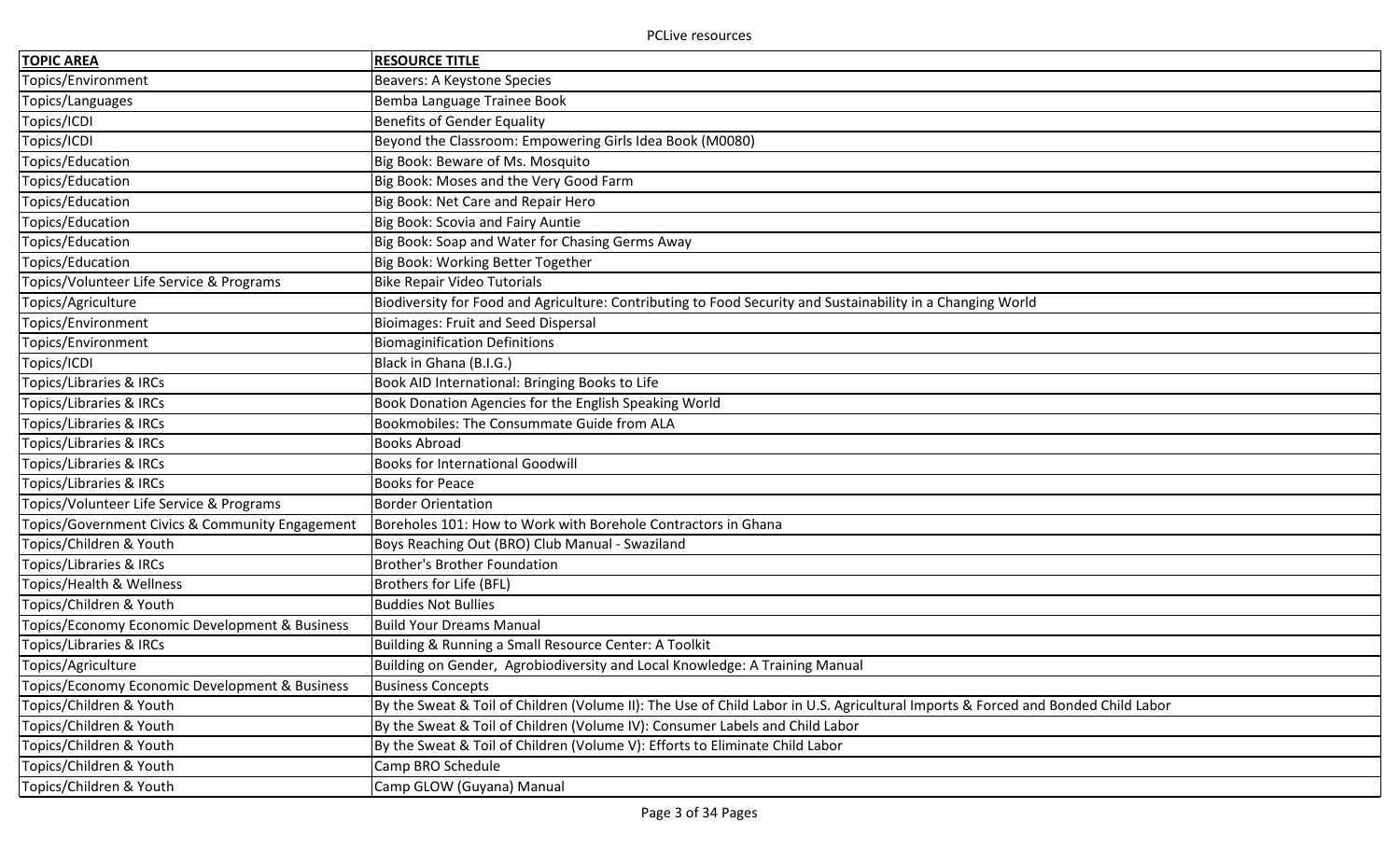| TOPIC AREA | RESOURCE TITLE |
|---|---|
| Topics/Environment | Beavers: A Keystone Species |
| Topics/Languages | Bemba Language Trainee Book |
| Topics/ICDI | Benefits of Gender Equality |
| Topics/ICDI | Beyond the Classroom: Empowering Girls Idea Book (M0080) |
| Topics/Education | Big Book: Beware of Ms. Mosquito |
| Topics/Education | Big Book: Moses and the Very Good Farm |
| Topics/Education | Big Book: Net Care and Repair Hero |
| Topics/Education | Big Book: Scovia and Fairy Auntie |
| Topics/Education | Big Book: Soap and Water for Chasing Germs Away |
| Topics/Education | Big Book: Working Better Together |
| Topics/Volunteer Life Service & Programs | Bike Repair Video Tutorials |
| Topics/Agriculture | Biodiversity for Food and Agriculture: Contributing to Food Security and Sustainability in a Changing World |
| Topics/Environment | Bioimages: Fruit and Seed Dispersal |
| Topics/Environment | Biomaginification Definitions |
| Topics/ICDI | Black in Ghana (B.I.G.) |
| Topics/Libraries & IRCs | Book AID International: Bringing Books to Life |
| Topics/Libraries & IRCs | Book Donation Agencies for the English Speaking World |
| Topics/Libraries & IRCs | Bookmobiles: The Consummate Guide from ALA |
| Topics/Libraries & IRCs | Books Abroad |
| Topics/Libraries & IRCs | Books for International Goodwill |
| Topics/Libraries & IRCs | Books for Peace |
| Topics/Volunteer Life Service & Programs | Border Orientation |
| Topics/Government Civics & Community Engagement | Boreholes 101: How to Work with Borehole Contractors in Ghana |
| Topics/Children & Youth | Boys Reaching Out (BRO) Club Manual - Swaziland |
| Topics/Libraries & IRCs | Brother's Brother Foundation |
| Topics/Health & Wellness | Brothers for Life (BFL) |
| Topics/Children & Youth | Buddies Not Bullies |
| Topics/Economy Economic Development & Business | Build Your Dreams Manual |
| Topics/Libraries & IRCs | Building & Running a Small Resource Center: A Toolkit |
| Topics/Agriculture | Building on Gender, Agrobiodiversity and Local Knowledge: A Training Manual |
| Topics/Economy Economic Development & Business | Business Concepts |
| Topics/Children & Youth | By the Sweat & Toil of Children (Volume II): The Use of Child Labor in U.S. Agricultural Imports & Forced and Bonded Child Labor |
| Topics/Children & Youth | By the Sweat & Toil of Children (Volume IV): Consumer Labels and Child Labor |
| Topics/Children & Youth | By the Sweat & Toil of Children (Volume V): Efforts to Eliminate Child Labor |
| Topics/Children & Youth | Camp BRO Schedule |
| Topics/Children & Youth | Camp GLOW (Guyana) Manual |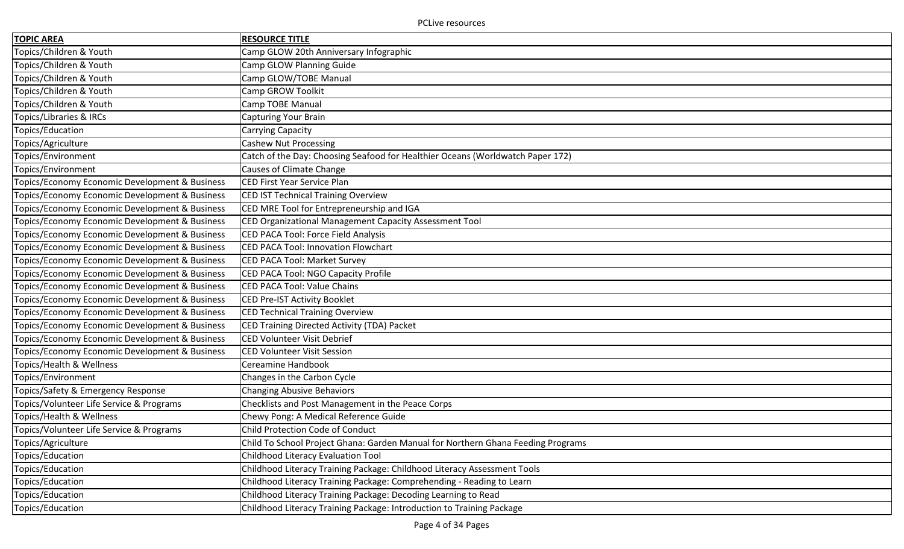| TOPIC AREA | RESOURCE TITLE |
|---|---|
| Topics/Children & Youth | Camp GLOW 20th Anniversary Infographic |
| Topics/Children & Youth | Camp GLOW Planning Guide |
| Topics/Children & Youth | Camp GLOW/TOBE Manual |
| Topics/Children & Youth | Camp GROW Toolkit |
| Topics/Children & Youth | Camp TOBE Manual |
| Topics/Libraries & IRCs | Capturing Your Brain |
| Topics/Education | Carrying Capacity |
| Topics/Agriculture | Cashew Nut Processing |
| Topics/Environment | Catch of the Day: Choosing Seafood for Healthier Oceans (Worldwatch Paper 172) |
| Topics/Environment | Causes of Climate Change |
| Topics/Economy Economic Development & Business | CED First Year Service Plan |
| Topics/Economy Economic Development & Business | CED IST Technical Training Overview |
| Topics/Economy Economic Development & Business | CED MRE Tool for Entrepreneurship and IGA |
| Topics/Economy Economic Development & Business | CED Organizational Management Capacity Assessment Tool |
| Topics/Economy Economic Development & Business | CED PACA Tool: Force Field Analysis |
| Topics/Economy Economic Development & Business | CED PACA Tool: Innovation Flowchart |
| Topics/Economy Economic Development & Business | CED PACA Tool: Market Survey |
| Topics/Economy Economic Development & Business | CED PACA Tool: NGO Capacity Profile |
| Topics/Economy Economic Development & Business | CED PACA Tool: Value Chains |
| Topics/Economy Economic Development & Business | CED Pre-IST Activity Booklet |
| Topics/Economy Economic Development & Business | CED Technical Training Overview |
| Topics/Economy Economic Development & Business | CED Training Directed Activity (TDA) Packet |
| Topics/Economy Economic Development & Business | CED Volunteer Visit Debrief |
| Topics/Economy Economic Development & Business | CED Volunteer Visit Session |
| Topics/Health & Wellness | Cereamine Handbook |
| Topics/Environment | Changes in the Carbon Cycle |
| Topics/Safety & Emergency Response | Changing Abusive Behaviors |
| Topics/Volunteer Life Service & Programs | Checklists and Post Management in the Peace Corps |
| Topics/Health & Wellness | Chewy Pong: A Medical Reference Guide |
| Topics/Volunteer Life Service & Programs | Child Protection Code of Conduct |
| Topics/Agriculture | Child To School Project Ghana: Garden Manual for Northern Ghana Feeding Programs |
| Topics/Education | Childhood Literacy Evaluation Tool |
| Topics/Education | Childhood Literacy Training Package: Childhood Literacy Assessment Tools |
| Topics/Education | Childhood Literacy Training Package: Comprehending - Reading to Learn |
| Topics/Education | Childhood Literacy Training Package: Decoding Learning to Read |
| Topics/Education | Childhood Literacy Training Package: Introduction to Training Package |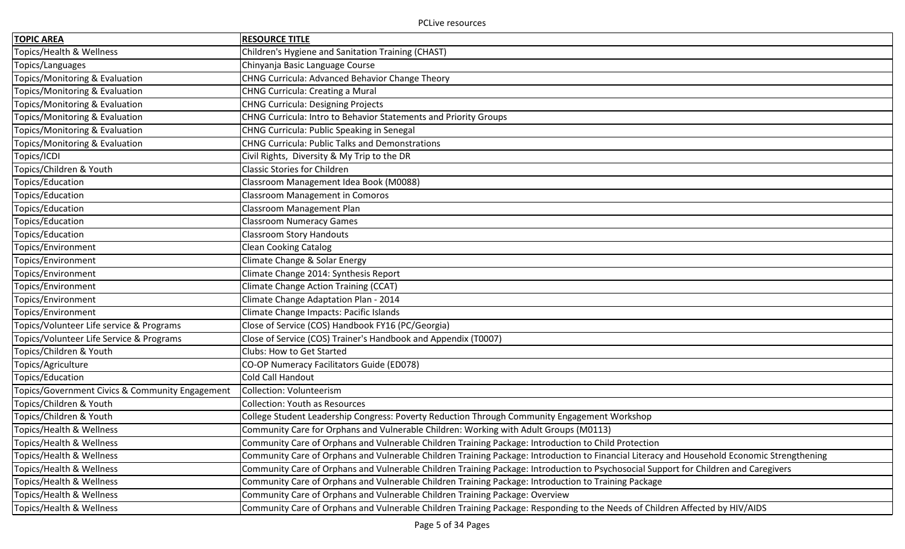| TOPIC AREA | RESOURCE TITLE |
|---|---|
| Topics/Health & Wellness | Children's Hygiene and Sanitation Training (CHAST) |
| Topics/Languages | Chinyanja Basic Language Course |
| Topics/Monitoring & Evaluation | CHNG Curricula: Advanced Behavior Change Theory |
| Topics/Monitoring & Evaluation | CHNG Curricula: Creating a Mural |
| Topics/Monitoring & Evaluation | CHNG Curricula: Designing Projects |
| Topics/Monitoring & Evaluation | CHNG Curricula: Intro to Behavior Statements and Priority Groups |
| Topics/Monitoring & Evaluation | CHNG Curricula: Public Speaking in Senegal |
| Topics/Monitoring & Evaluation | CHNG Curricula: Public Talks and Demonstrations |
| Topics/ICDI | Civil Rights, Diversity & My Trip to the DR |
| Topics/Children & Youth | Classic Stories for Children |
| Topics/Education | Classroom Management Idea Book (M0088) |
| Topics/Education | Classroom Management in Comoros |
| Topics/Education | Classroom Management Plan |
| Topics/Education | Classroom Numeracy Games |
| Topics/Education | Classroom Story Handouts |
| Topics/Environment | Clean Cooking Catalog |
| Topics/Environment | Climate Change & Solar Energy |
| Topics/Environment | Climate Change 2014: Synthesis Report |
| Topics/Environment | Climate Change Action Training (CCAT) |
| Topics/Environment | Climate Change Adaptation Plan - 2014 |
| Topics/Environment | Climate Change Impacts: Pacific Islands |
| Topics/Volunteer Life service & Programs | Close of Service (COS) Handbook FY16 (PC/Georgia) |
| Topics/Volunteer Life Service & Programs | Close of Service (COS) Trainer's Handbook and Appendix (T0007) |
| Topics/Children & Youth | Clubs: How to Get Started |
| Topics/Agriculture | CO-OP Numeracy Facilitators Guide (ED078) |
| Topics/Education | Cold Call Handout |
| Topics/Government Civics & Community Engagement | Collection: Volunteerism |
| Topics/Children & Youth | Collection: Youth as Resources |
| Topics/Children & Youth | College Student Leadership Congress: Poverty Reduction Through Community Engagement Workshop |
| Topics/Health & Wellness | Community Care for Orphans and Vulnerable Children: Working with Adult Groups (M0113) |
| Topics/Health & Wellness | Community Care of Orphans and Vulnerable Children Training Package: Introduction to Child Protection |
| Topics/Health & Wellness | Community Care of Orphans and Vulnerable Children Training Package: Introduction to Financial Literacy and Household Economic Strengthening |
| Topics/Health & Wellness | Community Care of Orphans and Vulnerable Children Training Package: Introduction to Psychosocial Support for Children and Caregivers |
| Topics/Health & Wellness | Community Care of Orphans and Vulnerable Children Training Package: Introduction to Training Package |
| Topics/Health & Wellness | Community Care of Orphans and Vulnerable Children Training Package: Overview |
| Topics/Health & Wellness | Community Care of Orphans and Vulnerable Children Training Package: Responding to the Needs of Children Affected by HIV/AIDS |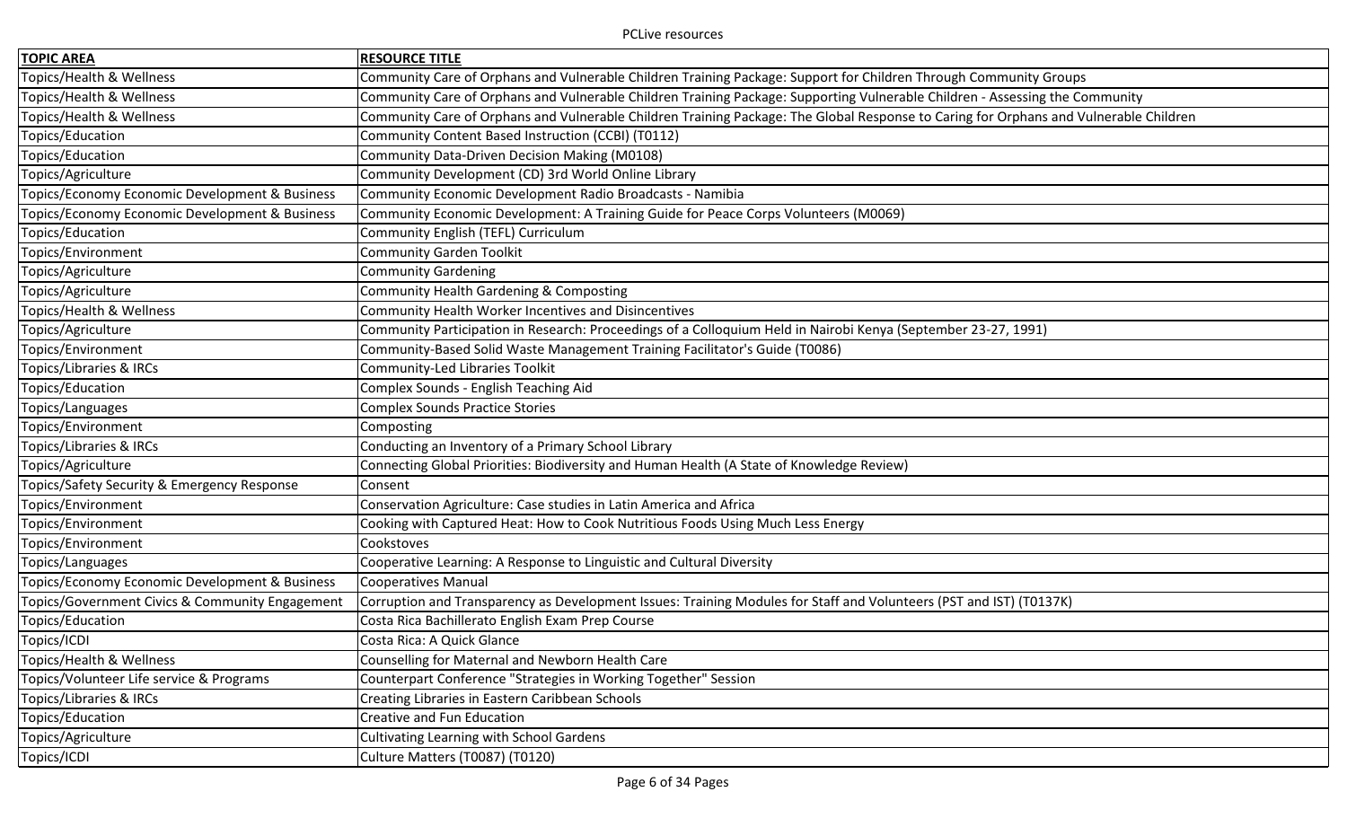| TOPIC AREA | RESOURCE TITLE |
|---|---|
| Topics/Health & Wellness | Community Care of Orphans and Vulnerable Children Training Package: Support for Children Through Community Groups |
| Topics/Health & Wellness | Community Care of Orphans and Vulnerable Children Training Package: Supporting Vulnerable Children - Assessing the Community |
| Topics/Health & Wellness | Community Care of Orphans and Vulnerable Children Training Package: The Global Response to Caring for Orphans and Vulnerable Children |
| Topics/Education | Community Content Based Instruction (CCBI) (T0112) |
| Topics/Education | Community Data-Driven Decision Making (M0108) |
| Topics/Agriculture | Community Development (CD) 3rd World Online Library |
| Topics/Economy Economic Development & Business | Community Economic Development Radio Broadcasts - Namibia |
| Topics/Economy Economic Development & Business | Community Economic Development: A Training Guide for Peace Corps Volunteers (M0069) |
| Topics/Education | Community English (TEFL) Curriculum |
| Topics/Environment | Community Garden Toolkit |
| Topics/Agriculture | Community Gardening |
| Topics/Agriculture | Community Health Gardening & Composting |
| Topics/Health & Wellness | Community Health Worker Incentives and Disincentives |
| Topics/Agriculture | Community Participation in Research: Proceedings of a Colloquium Held in Nairobi Kenya (September 23-27, 1991) |
| Topics/Environment | Community-Based Solid Waste Management Training Facilitator's Guide (T0086) |
| Topics/Libraries & IRCs | Community-Led Libraries Toolkit |
| Topics/Education | Complex Sounds - English Teaching Aid |
| Topics/Languages | Complex Sounds Practice Stories |
| Topics/Environment | Composting |
| Topics/Libraries & IRCs | Conducting an Inventory of a Primary School Library |
| Topics/Agriculture | Connecting Global Priorities: Biodiversity and Human Health (A State of Knowledge Review) |
| Topics/Safety Security & Emergency Response | Consent |
| Topics/Environment | Conservation Agriculture: Case studies in Latin America and Africa |
| Topics/Environment | Cooking with Captured Heat: How to Cook Nutritious Foods Using Much Less Energy |
| Topics/Environment | Cookstoves |
| Topics/Languages | Cooperative Learning: A Response to Linguistic and Cultural Diversity |
| Topics/Economy Economic Development & Business | Cooperatives Manual |
| Topics/Government Civics & Community Engagement | Corruption and Transparency as Development Issues: Training Modules for Staff and Volunteers (PST and IST) (T0137K) |
| Topics/Education | Costa Rica Bachillerato English Exam Prep Course |
| Topics/ICDI | Costa Rica: A Quick Glance |
| Topics/Health & Wellness | Counselling for Maternal and Newborn Health Care |
| Topics/Volunteer Life service & Programs | Counterpart Conference "Strategies in Working Together" Session |
| Topics/Libraries & IRCs | Creating Libraries in Eastern Caribbean Schools |
| Topics/Education | Creative and Fun Education |
| Topics/Agriculture | Cultivating Learning with School Gardens |
| Topics/ICDI | Culture Matters (T0087) (T0120) |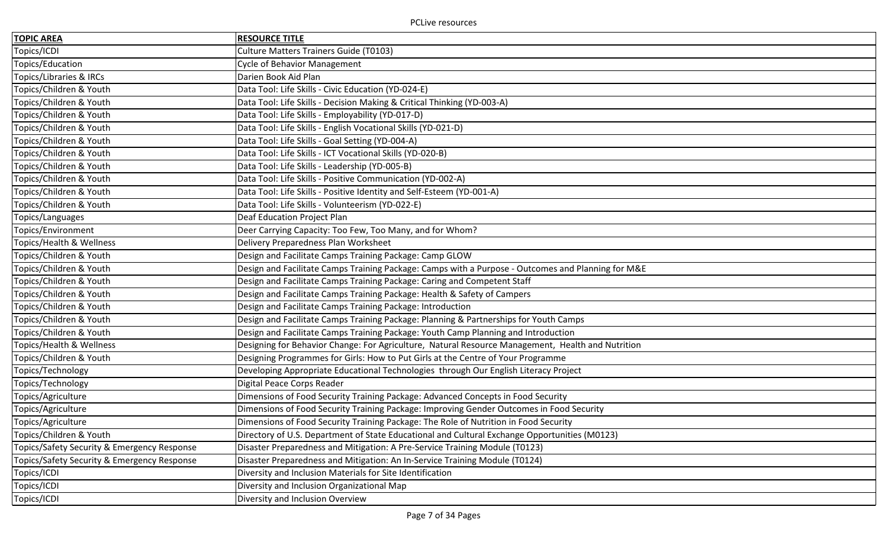| TOPIC AREA | RESOURCE TITLE |
| --- | --- |
| Topics/ICDI | Culture Matters Trainers Guide (T0103) |
| Topics/Education | Cycle of Behavior Management |
| Topics/Libraries & IRCs | Darien Book Aid Plan |
| Topics/Children & Youth | Data Tool: Life Skills - Civic Education (YD-024-E) |
| Topics/Children & Youth | Data Tool: Life Skills - Decision Making & Critical Thinking (YD-003-A) |
| Topics/Children & Youth | Data Tool: Life Skills - Employability (YD-017-D) |
| Topics/Children & Youth | Data Tool: Life Skills - English Vocational Skills (YD-021-D) |
| Topics/Children & Youth | Data Tool: Life Skills - Goal Setting (YD-004-A) |
| Topics/Children & Youth | Data Tool: Life Skills - ICT Vocational Skills (YD-020-B) |
| Topics/Children & Youth | Data Tool: Life Skills - Leadership (YD-005-B) |
| Topics/Children & Youth | Data Tool: Life Skills - Positive Communication (YD-002-A) |
| Topics/Children & Youth | Data Tool: Life Skills - Positive Identity and Self-Esteem (YD-001-A) |
| Topics/Children & Youth | Data Tool: Life Skills - Volunteerism (YD-022-E) |
| Topics/Languages | Deaf Education Project Plan |
| Topics/Environment | Deer Carrying Capacity: Too Few, Too Many, and for Whom? |
| Topics/Health & Wellness | Delivery Preparedness Plan Worksheet |
| Topics/Children & Youth | Design and Facilitate Camps Training Package: Camp GLOW |
| Topics/Children & Youth | Design and Facilitate Camps Training Package: Camps with a Purpose - Outcomes and Planning for M&E |
| Topics/Children & Youth | Design and Facilitate Camps Training Package: Caring and Competent Staff |
| Topics/Children & Youth | Design and Facilitate Camps Training Package: Health & Safety of Campers |
| Topics/Children & Youth | Design and Facilitate Camps Training Package: Introduction |
| Topics/Children & Youth | Design and Facilitate Camps Training Package: Planning & Partnerships for Youth Camps |
| Topics/Children & Youth | Design and Facilitate Camps Training Package: Youth Camp Planning and Introduction |
| Topics/Health & Wellness | Designing for Behavior Change: For Agriculture, Natural Resource Management, Health and Nutrition |
| Topics/Children & Youth | Designing Programmes for Girls: How to Put Girls at the Centre of Your Programme |
| Topics/Technology | Developing Appropriate Educational Technologies through Our English Literacy Project |
| Topics/Technology | Digital Peace Corps Reader |
| Topics/Agriculture | Dimensions of Food Security Training Package: Advanced Concepts in Food Security |
| Topics/Agriculture | Dimensions of Food Security Training Package: Improving Gender Outcomes in Food Security |
| Topics/Agriculture | Dimensions of Food Security Training Package: The Role of Nutrition in Food Security |
| Topics/Children & Youth | Directory of U.S. Department of State Educational and Cultural Exchange Opportunities (M0123) |
| Topics/Safety Security & Emergency Response | Disaster Preparedness and Mitigation: A Pre-Service Training Module (T0123) |
| Topics/Safety Security & Emergency Response | Disaster Preparedness and Mitigation: An In-Service Training Module (T0124) |
| Topics/ICDI | Diversity and Inclusion Materials for Site Identification |
| Topics/ICDI | Diversity and Inclusion Organizational Map |
| Topics/ICDI | Diversity and Inclusion Overview |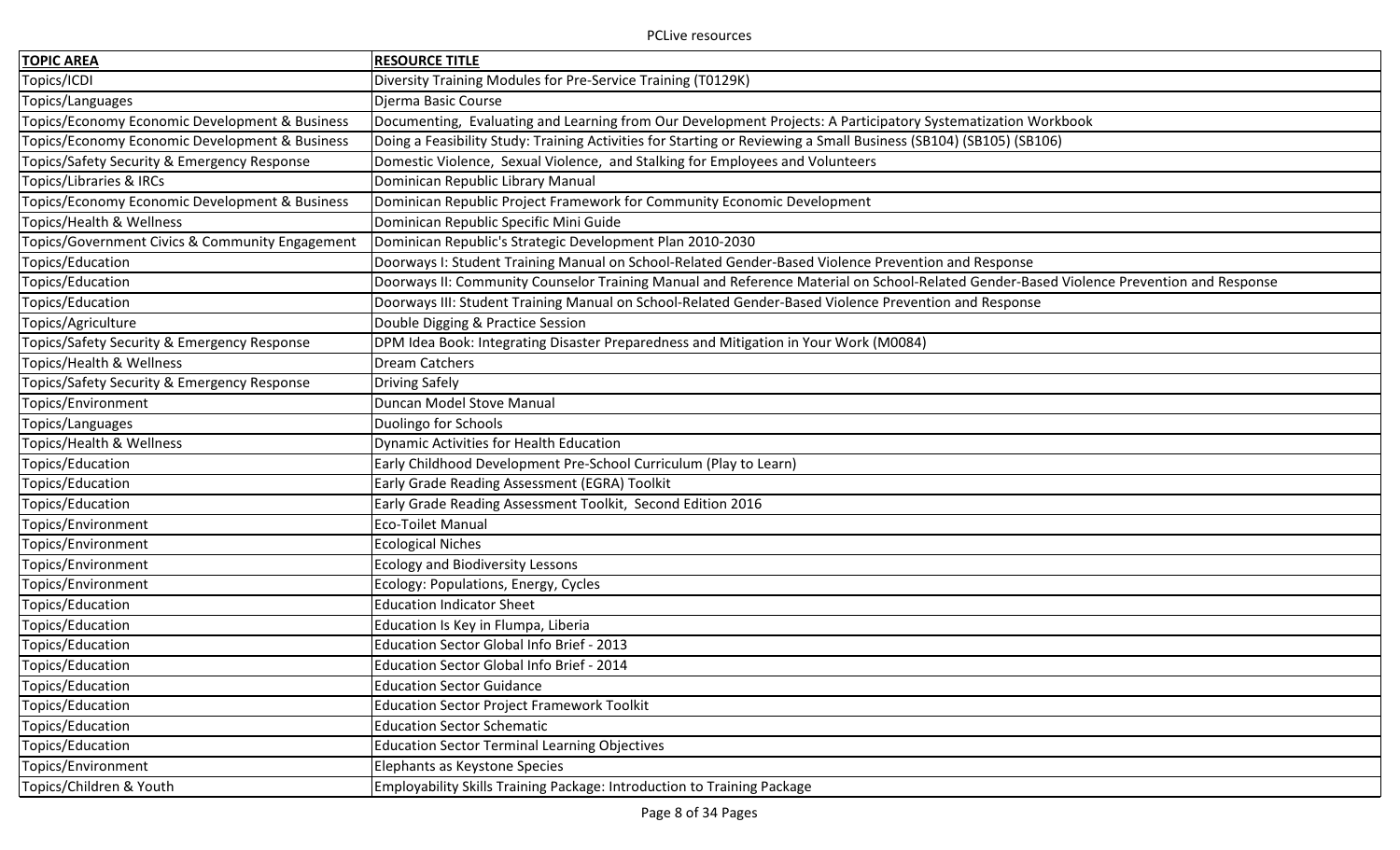| TOPIC AREA | RESOURCE TITLE |
|---|---|
| Topics/ICDI | Diversity Training Modules for Pre-Service Training (T0129K) |
| Topics/Languages | Djerma Basic Course |
| Topics/Economy Economic Development & Business | Documenting, Evaluating and Learning from Our Development Projects: A Participatory Systematization Workbook |
| Topics/Economy Economic Development & Business | Doing a Feasibility Study: Training Activities for Starting or Reviewing a Small Business (SB104) (SB105) (SB106) |
| Topics/Safety Security & Emergency Response | Domestic Violence, Sexual Violence, and Stalking for Employees and Volunteers |
| Topics/Libraries & IRCs | Dominican Republic Library Manual |
| Topics/Economy Economic Development & Business | Dominican Republic Project Framework for Community Economic Development |
| Topics/Health & Wellness | Dominican Republic Specific Mini Guide |
| Topics/Government Civics & Community Engagement | Dominican Republic's Strategic Development Plan 2010-2030 |
| Topics/Education | Doorways I: Student Training Manual on School-Related Gender-Based Violence Prevention and Response |
| Topics/Education | Doorways II: Community Counselor Training Manual and Reference Material on School-Related Gender-Based Violence Prevention and Response |
| Topics/Education | Doorways III: Student Training Manual on School-Related Gender-Based Violence Prevention and Response |
| Topics/Agriculture | Double Digging & Practice Session |
| Topics/Safety Security & Emergency Response | DPM Idea Book: Integrating Disaster Preparedness and Mitigation in Your Work (M0084) |
| Topics/Health & Wellness | Dream Catchers |
| Topics/Safety Security & Emergency Response | Driving Safely |
| Topics/Environment | Duncan Model Stove Manual |
| Topics/Languages | Duolingo for Schools |
| Topics/Health & Wellness | Dynamic Activities for Health Education |
| Topics/Education | Early Childhood Development Pre-School Curriculum (Play to Learn) |
| Topics/Education | Early Grade Reading Assessment (EGRA) Toolkit |
| Topics/Education | Early Grade Reading Assessment Toolkit, Second Edition 2016 |
| Topics/Environment | Eco-Toilet Manual |
| Topics/Environment | Ecological Niches |
| Topics/Environment | Ecology and Biodiversity Lessons |
| Topics/Environment | Ecology: Populations, Energy, Cycles |
| Topics/Education | Education Indicator Sheet |
| Topics/Education | Education Is Key in Flumpa, Liberia |
| Topics/Education | Education Sector Global Info Brief - 2013 |
| Topics/Education | Education Sector Global Info Brief - 2014 |
| Topics/Education | Education Sector Guidance |
| Topics/Education | Education Sector Project Framework Toolkit |
| Topics/Education | Education Sector Schematic |
| Topics/Education | Education Sector Terminal Learning Objectives |
| Topics/Environment | Elephants as Keystone Species |
| Topics/Children & Youth | Employability Skills Training Package: Introduction to Training Package |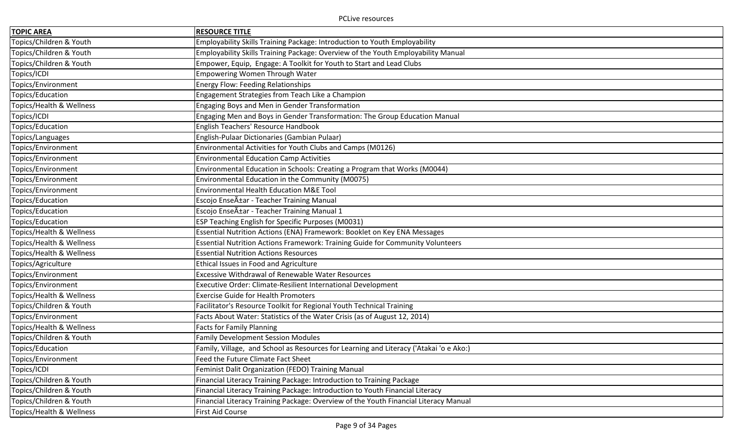| TOPIC AREA | RESOURCE TITLE |
|---|---|
| Topics/Children & Youth | Employability Skills Training Package: Introduction to Youth Employability |
| Topics/Children & Youth | Employability Skills Training Package: Overview of the Youth Employability Manual |
| Topics/Children & Youth | Empower, Equip, Engage: A Toolkit for Youth to Start and Lead Clubs |
| Topics/ICDI | Empowering Women Through Water |
| Topics/Environment | Energy Flow: Feeding Relationships |
| Topics/Education | Engagement Strategies from Teach Like a Champion |
| Topics/Health & Wellness | Engaging Boys and Men in Gender Transformation |
| Topics/ICDI | Engaging Men and Boys in Gender Transformation: The Group Education Manual |
| Topics/Education | English Teachers' Resource Handbook |
| Topics/Languages | English-Pulaar Dictionaries (Gambian Pulaar) |
| Topics/Environment | Environmental Activities for Youth Clubs and Camps (M0126) |
| Topics/Environment | Environmental Education Camp Activities |
| Topics/Environment | Environmental Education in Schools: Creating a Program that Works (M0044) |
| Topics/Environment | Environmental Education in the Community (M0075) |
| Topics/Environment | Environmental Health Education M&E Tool |
| Topics/Education | Escojo EnseÃ±ar - Teacher Training Manual |
| Topics/Education | Escojo EnseÃ±ar - Teacher Training Manual 1 |
| Topics/Education | ESP Teaching English for Specific Purposes (M0031) |
| Topics/Health & Wellness | Essential Nutrition Actions (ENA) Framework: Booklet on Key ENA Messages |
| Topics/Health & Wellness | Essential Nutrition Actions Framework: Training Guide for Community Volunteers |
| Topics/Health & Wellness | Essential Nutrition Actions Resources |
| Topics/Agriculture | Ethical Issues in Food and Agriculture |
| Topics/Environment | Excessive Withdrawal of Renewable Water Resources |
| Topics/Environment | Executive Order: Climate-Resilient International Development |
| Topics/Health & Wellness | Exercise Guide for Health Promoters |
| Topics/Children & Youth | Facilitator's Resource Toolkit for Regional Youth Technical Training |
| Topics/Environment | Facts About Water: Statistics of the Water Crisis (as of August 12, 2014) |
| Topics/Health & Wellness | Facts for Family Planning |
| Topics/Children & Youth | Family Development Session Modules |
| Topics/Education | Family, Village, and School as Resources for Learning and Literacy ('Atakai 'o e Ako:) |
| Topics/Environment | Feed the Future Climate Fact Sheet |
| Topics/ICDI | Feminist Dalit Organization (FEDO) Training Manual |
| Topics/Children & Youth | Financial Literacy Training Package: Introduction to Training Package |
| Topics/Children & Youth | Financial Literacy Training Package: Introduction to Youth Financial Literacy |
| Topics/Children & Youth | Financial Literacy Training Package: Overview of the Youth Financial Literacy Manual |
| Topics/Health & Wellness | First Aid Course |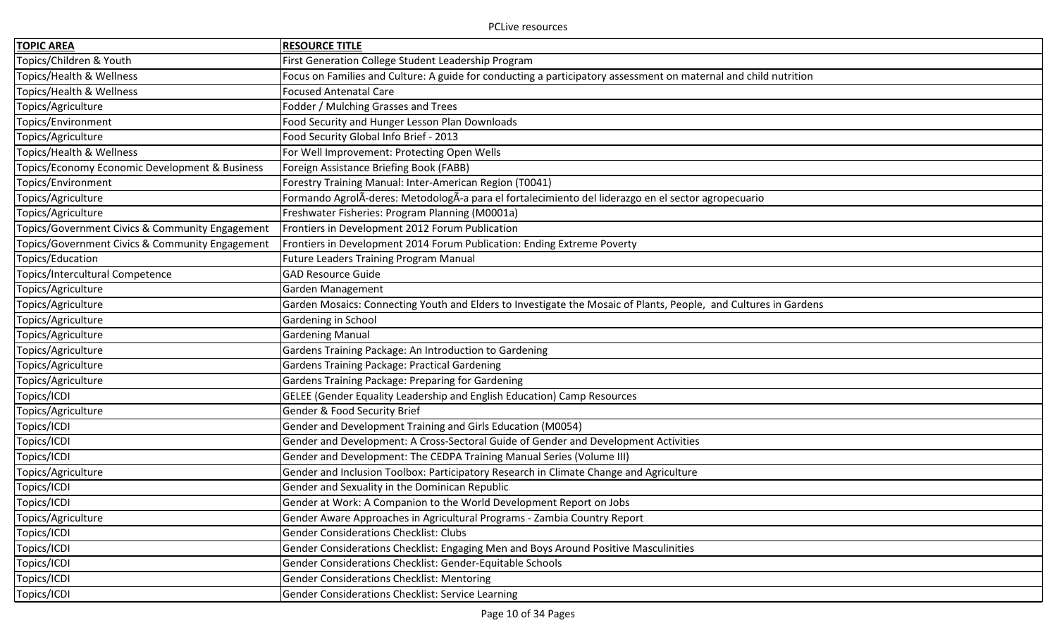| TOPIC AREA | RESOURCE TITLE |
|---|---|
| Topics/Children & Youth | First Generation College Student Leadership Program |
| Topics/Health & Wellness | Focus on Families and Culture: A guide for conducting a participatory assessment on maternal and child nutrition |
| Topics/Health & Wellness | Focused Antenatal Care |
| Topics/Agriculture | Fodder / Mulching Grasses and Trees |
| Topics/Environment | Food Security and Hunger Lesson Plan Downloads |
| Topics/Agriculture | Food Security Global Info Brief - 2013 |
| Topics/Health & Wellness | For Well Improvement: Protecting Open Wells |
| Topics/Economy Economic Development & Business | Foreign Assistance Briefing Book (FABB) |
| Topics/Environment | Forestry Training Manual: Inter-American Region (T0041) |
| Topics/Agriculture | Formando AgrolÃ-deres: MetodologÃ-a para el fortalecimiento del liderazgo en el sector agropecuario |
| Topics/Agriculture | Freshwater Fisheries: Program Planning (M0001a) |
| Topics/Government Civics & Community Engagement | Frontiers in Development 2012 Forum Publication |
| Topics/Government Civics & Community Engagement | Frontiers in Development 2014 Forum Publication: Ending Extreme Poverty |
| Topics/Education | Future Leaders Training Program Manual |
| Topics/Intercultural Competence | GAD Resource Guide |
| Topics/Agriculture | Garden Management |
| Topics/Agriculture | Garden Mosaics: Connecting Youth and Elders to Investigate the Mosaic of Plants, People, and Cultures in Gardens |
| Topics/Agriculture | Gardening in School |
| Topics/Agriculture | Gardening Manual |
| Topics/Agriculture | Gardens Training Package: An Introduction to Gardening |
| Topics/Agriculture | Gardens Training Package: Practical Gardening |
| Topics/Agriculture | Gardens Training Package: Preparing for Gardening |
| Topics/ICDI | GELEE (Gender Equality Leadership and English Education) Camp Resources |
| Topics/Agriculture | Gender & Food Security Brief |
| Topics/ICDI | Gender and Development Training and Girls Education (M0054) |
| Topics/ICDI | Gender and Development: A Cross-Sectoral Guide of Gender and Development Activities |
| Topics/ICDI | Gender and Development: The CEDPA Training Manual Series (Volume III) |
| Topics/Agriculture | Gender and Inclusion Toolbox: Participatory Research in Climate Change and Agriculture |
| Topics/ICDI | Gender and Sexuality in the Dominican Republic |
| Topics/ICDI | Gender at Work: A Companion to the World Development Report on Jobs |
| Topics/Agriculture | Gender Aware Approaches in Agricultural Programs - Zambia Country Report |
| Topics/ICDI | Gender Considerations Checklist: Clubs |
| Topics/ICDI | Gender Considerations Checklist: Engaging Men and Boys Around Positive Masculinities |
| Topics/ICDI | Gender Considerations Checklist: Gender-Equitable Schools |
| Topics/ICDI | Gender Considerations Checklist: Mentoring |
| Topics/ICDI | Gender Considerations Checklist: Service Learning |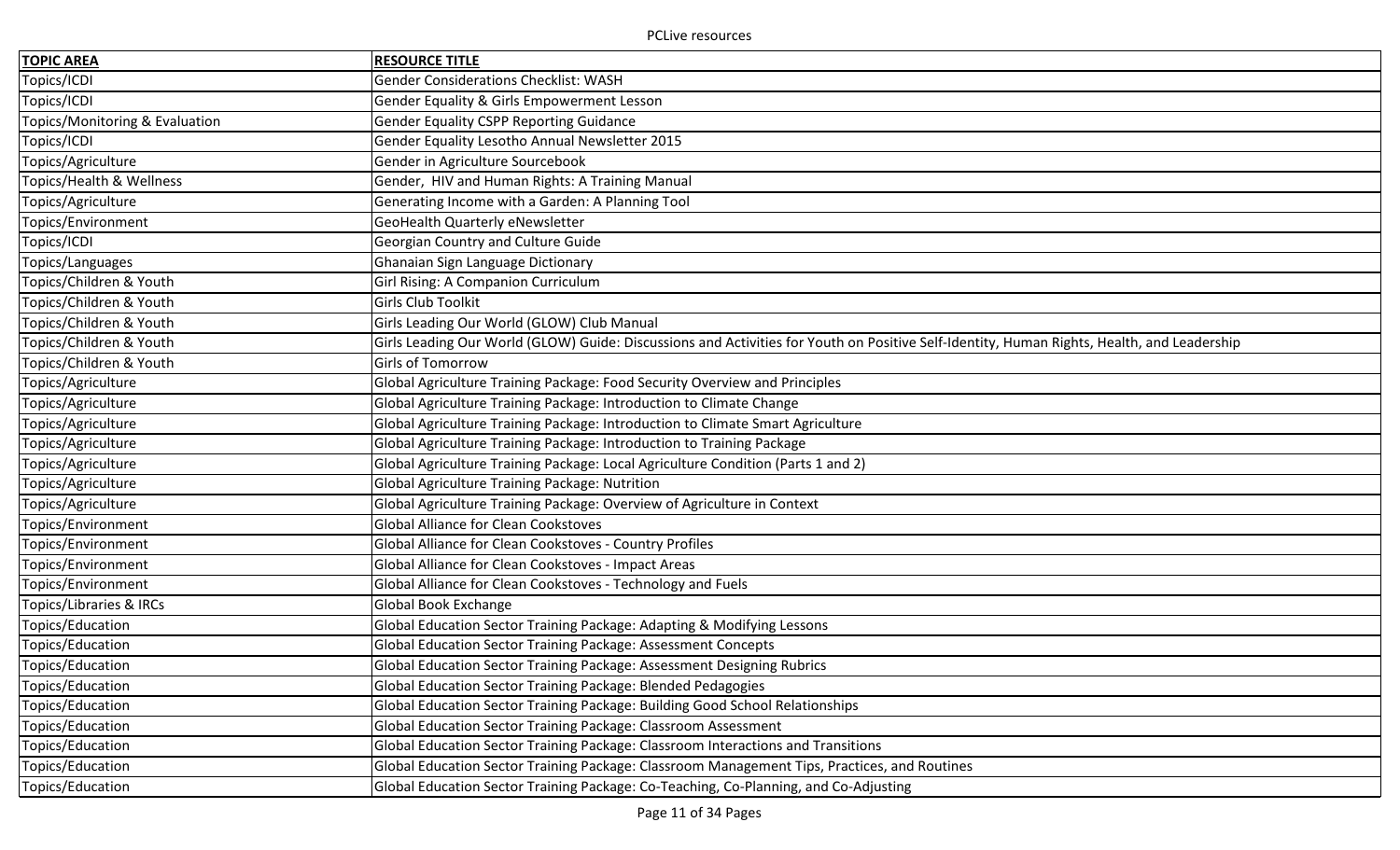| **TOPIC AREA** | **RESOURCE TITLE** |
| --- | --- |
| Topics/ICDI | Gender Considerations Checklist: WASH |
| Topics/ICDI | Gender Equality & Girls Empowerment Lesson |
| Topics/Monitoring & Evaluation | Gender Equality CSPP Reporting Guidance |
| Topics/ICDI | Gender Equality Lesotho Annual Newsletter 2015 |
| Topics/Agriculture | Gender in Agriculture Sourcebook |
| Topics/Health & Wellness | Gender,  HIV and Human Rights: A Training Manual |
| Topics/Agriculture | Generating Income with a Garden: A Planning Tool |
| Topics/Environment | GeoHealth Quarterly eNewsletter |
| Topics/ICDI | Georgian Country and Culture Guide |
| Topics/Languages | Ghanaian Sign Language Dictionary |
| Topics/Children & Youth | Girl Rising: A Companion Curriculum |
| Topics/Children & Youth | Girls Club Toolkit |
| Topics/Children & Youth | Girls Leading Our World (GLOW) Club Manual |
| Topics/Children & Youth | Girls Leading Our World (GLOW) Guide: Discussions and Activities for Youth on Positive Self-Identity, Human Rights, Health, and Leadership |
| Topics/Children & Youth | Girls of Tomorrow |
| Topics/Agriculture | Global Agriculture Training Package: Food Security Overview and Principles |
| Topics/Agriculture | Global Agriculture Training Package: Introduction to Climate Change |
| Topics/Agriculture | Global Agriculture Training Package: Introduction to Climate Smart Agriculture |
| Topics/Agriculture | Global Agriculture Training Package: Introduction to Training Package |
| Topics/Agriculture | Global Agriculture Training Package: Local Agriculture Condition (Parts 1 and 2) |
| Topics/Agriculture | Global Agriculture Training Package: Nutrition |
| Topics/Agriculture | Global Agriculture Training Package: Overview of Agriculture in Context |
| Topics/Environment | Global Alliance for Clean Cookstoves |
| Topics/Environment | Global Alliance for Clean Cookstoves - Country Profiles |
| Topics/Environment | Global Alliance for Clean Cookstoves - Impact Areas |
| Topics/Environment | Global Alliance for Clean Cookstoves - Technology and Fuels |
| Topics/Libraries & IRCs | Global Book Exchange |
| Topics/Education | Global Education Sector Training Package: Adapting & Modifying Lessons |
| Topics/Education | Global Education Sector Training Package: Assessment Concepts |
| Topics/Education | Global Education Sector Training Package: Assessment Designing Rubrics |
| Topics/Education | Global Education Sector Training Package: Blended Pedagogies |
| Topics/Education | Global Education Sector Training Package: Building Good School Relationships |
| Topics/Education | Global Education Sector Training Package: Classroom Assessment |
| Topics/Education | Global Education Sector Training Package: Classroom Interactions and Transitions |
| Topics/Education | Global Education Sector Training Package: Classroom Management Tips, Practices, and Routines |
| Topics/Education | Global Education Sector Training Package: Co-Teaching, Co-Planning, and Co-Adjusting |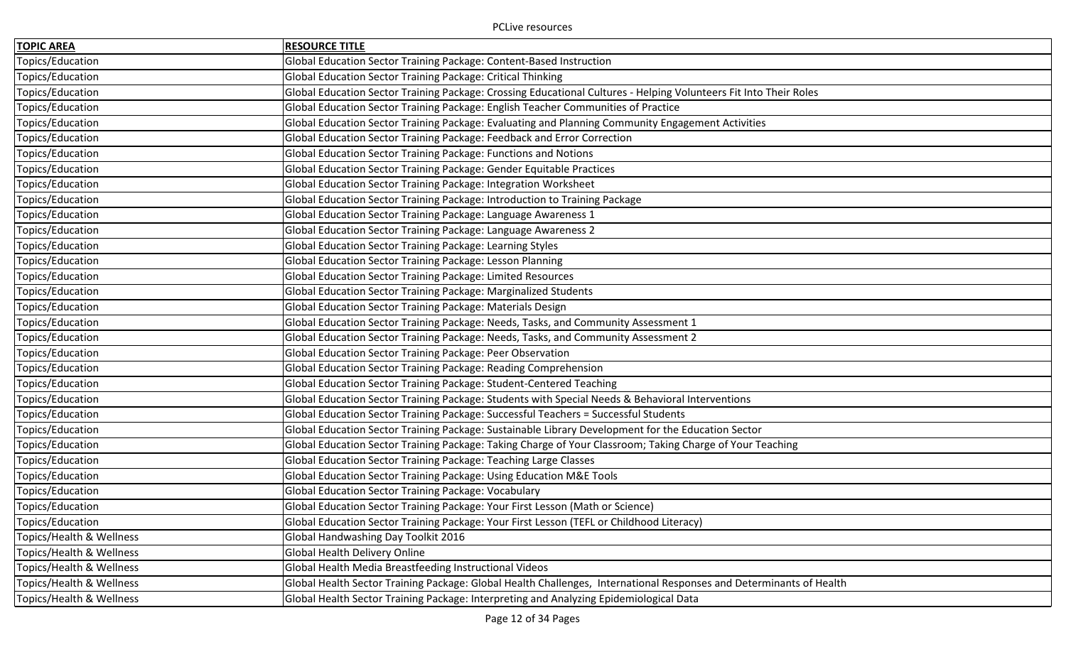| TOPIC AREA | RESOURCE TITLE |
|---|---|
| Topics/Education | Global Education Sector Training Package: Content-Based Instruction |
| Topics/Education | Global Education Sector Training Package: Critical Thinking |
| Topics/Education | Global Education Sector Training Package: Crossing Educational Cultures - Helping Volunteers Fit Into Their Roles |
| Topics/Education | Global Education Sector Training Package: English Teacher Communities of Practice |
| Topics/Education | Global Education Sector Training Package: Evaluating and Planning Community Engagement Activities |
| Topics/Education | Global Education Sector Training Package: Feedback and Error Correction |
| Topics/Education | Global Education Sector Training Package: Functions and Notions |
| Topics/Education | Global Education Sector Training Package: Gender Equitable Practices |
| Topics/Education | Global Education Sector Training Package: Integration Worksheet |
| Topics/Education | Global Education Sector Training Package: Introduction to Training Package |
| Topics/Education | Global Education Sector Training Package: Language Awareness 1 |
| Topics/Education | Global Education Sector Training Package: Language Awareness 2 |
| Topics/Education | Global Education Sector Training Package: Learning Styles |
| Topics/Education | Global Education Sector Training Package: Lesson Planning |
| Topics/Education | Global Education Sector Training Package: Limited Resources |
| Topics/Education | Global Education Sector Training Package: Marginalized Students |
| Topics/Education | Global Education Sector Training Package: Materials Design |
| Topics/Education | Global Education Sector Training Package: Needs, Tasks, and Community Assessment 1 |
| Topics/Education | Global Education Sector Training Package: Needs, Tasks, and Community Assessment 2 |
| Topics/Education | Global Education Sector Training Package: Peer Observation |
| Topics/Education | Global Education Sector Training Package: Reading Comprehension |
| Topics/Education | Global Education Sector Training Package: Student-Centered Teaching |
| Topics/Education | Global Education Sector Training Package: Students with Special Needs & Behavioral Interventions |
| Topics/Education | Global Education Sector Training Package: Successful Teachers = Successful Students |
| Topics/Education | Global Education Sector Training Package: Sustainable Library Development for the Education Sector |
| Topics/Education | Global Education Sector Training Package: Taking Charge of Your Classroom; Taking Charge of Your Teaching |
| Topics/Education | Global Education Sector Training Package: Teaching Large Classes |
| Topics/Education | Global Education Sector Training Package: Using Education M&E Tools |
| Topics/Education | Global Education Sector Training Package: Vocabulary |
| Topics/Education | Global Education Sector Training Package: Your First Lesson (Math or Science) |
| Topics/Education | Global Education Sector Training Package: Your First Lesson (TEFL or Childhood Literacy) |
| Topics/Health & Wellness | Global Handwashing Day Toolkit 2016 |
| Topics/Health & Wellness | Global Health Delivery Online |
| Topics/Health & Wellness | Global Health Media Breastfeeding Instructional Videos |
| Topics/Health & Wellness | Global Health Sector Training Package: Global Health Challenges, International Responses and Determinants of Health |
| Topics/Health & Wellness | Global Health Sector Training Package: Interpreting and Analyzing Epidemiological Data |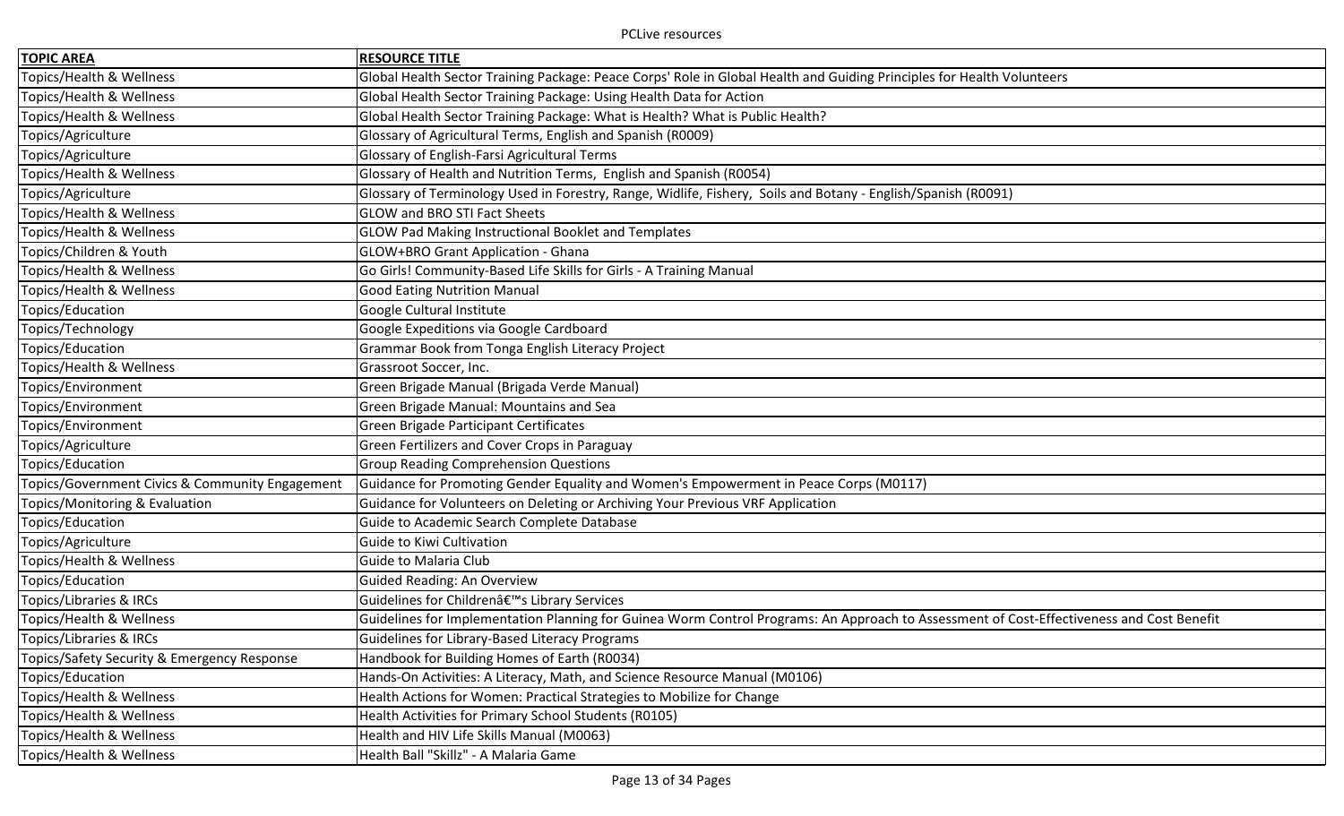| TOPIC AREA | RESOURCE TITLE |
|---|---|
| Topics/Health & Wellness | Global Health Sector Training Package: Peace Corps' Role in Global Health and Guiding Principles for Health Volunteers |
| Topics/Health & Wellness | Global Health Sector Training Package: Using Health Data for Action |
| Topics/Health & Wellness | Global Health Sector Training Package: What is Health? What is Public Health? |
| Topics/Agriculture | Glossary of Agricultural Terms, English and Spanish (R0009) |
| Topics/Agriculture | Glossary of English-Farsi Agricultural Terms |
| Topics/Health & Wellness | Glossary of Health and Nutrition Terms, English and Spanish (R0054) |
| Topics/Agriculture | Glossary of Terminology Used in Forestry, Range, Widlife, Fishery, Soils and Botany - English/Spanish (R0091) |
| Topics/Health & Wellness | GLOW and BRO STI Fact Sheets |
| Topics/Health & Wellness | GLOW Pad Making Instructional Booklet and Templates |
| Topics/Children & Youth | GLOW+BRO Grant Application - Ghana |
| Topics/Health & Wellness | Go Girls! Community-Based Life Skills for Girls - A Training Manual |
| Topics/Health & Wellness | Good Eating Nutrition Manual |
| Topics/Education | Google Cultural Institute |
| Topics/Technology | Google Expeditions via Google Cardboard |
| Topics/Education | Grammar Book from Tonga English Literacy Project |
| Topics/Health & Wellness | Grassroot Soccer, Inc. |
| Topics/Environment | Green Brigade Manual (Brigada Verde Manual) |
| Topics/Environment | Green Brigade Manual: Mountains and Sea |
| Topics/Environment | Green Brigade Participant Certificates |
| Topics/Agriculture | Green Fertilizers and Cover Crops in Paraguay |
| Topics/Education | Group Reading Comprehension Questions |
| Topics/Government Civics & Community Engagement | Guidance for Promoting Gender Equality and Women's Empowerment in Peace Corps (M0117) |
| Topics/Monitoring & Evaluation | Guidance for Volunteers on Deleting or Archiving Your Previous VRF Application |
| Topics/Education | Guide to Academic Search Complete Database |
| Topics/Agriculture | Guide to Kiwi Cultivation |
| Topics/Health & Wellness | Guide to Malaria Club |
| Topics/Education | Guided Reading: An Overview |
| Topics/Libraries & IRCs | Guidelines for Childrenâ€™s Library Services |
| Topics/Health & Wellness | Guidelines for Implementation Planning for Guinea Worm Control Programs: An Approach to Assessment of Cost-Effectiveness and Cost Benefit |
| Topics/Libraries & IRCs | Guidelines for Library-Based Literacy Programs |
| Topics/Safety Security & Emergency Response | Handbook for Building Homes of Earth (R0034) |
| Topics/Education | Hands-On Activities: A Literacy, Math, and Science Resource Manual (M0106) |
| Topics/Health & Wellness | Health Actions for Women: Practical Strategies to Mobilize for Change |
| Topics/Health & Wellness | Health Activities for Primary School Students (R0105) |
| Topics/Health & Wellness | Health and HIV Life Skills Manual (M0063) |
| Topics/Health & Wellness | Health Ball "Skillz" - A Malaria Game |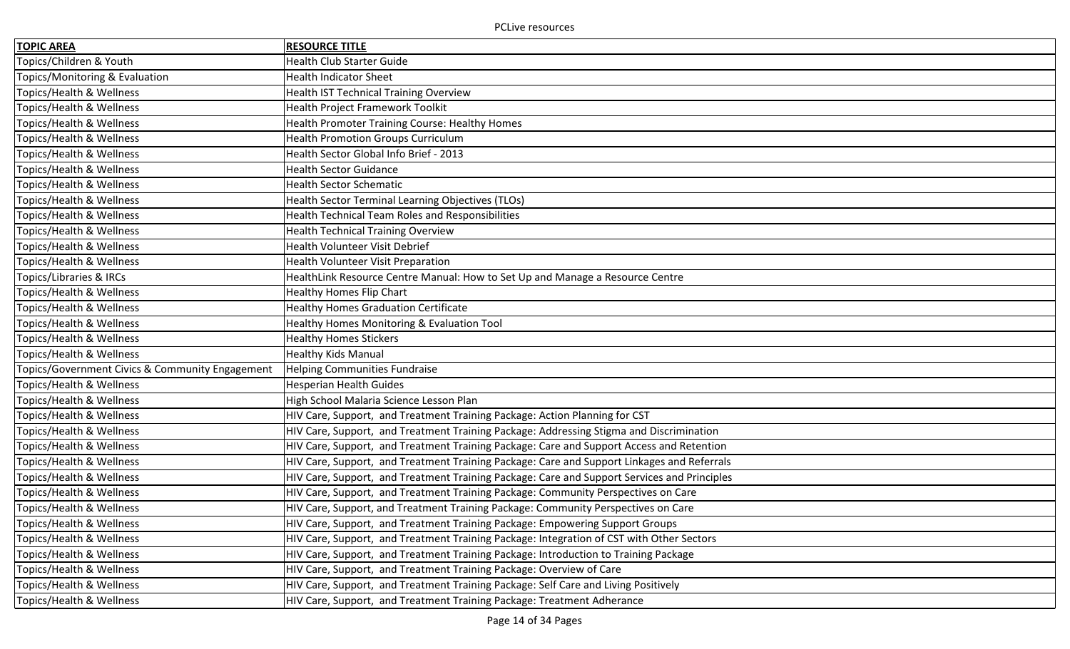| TOPIC AREA | RESOURCE TITLE |
| --- | --- |
| Topics/Children & Youth | Health Club Starter Guide |
| Topics/Monitoring & Evaluation | Health Indicator Sheet |
| Topics/Health & Wellness | Health IST Technical Training Overview |
| Topics/Health & Wellness | Health Project Framework Toolkit |
| Topics/Health & Wellness | Health Promoter Training Course: Healthy Homes |
| Topics/Health & Wellness | Health Promotion Groups Curriculum |
| Topics/Health & Wellness | Health Sector Global Info Brief - 2013 |
| Topics/Health & Wellness | Health Sector Guidance |
| Topics/Health & Wellness | Health Sector Schematic |
| Topics/Health & Wellness | Health Sector Terminal Learning Objectives (TLOs) |
| Topics/Health & Wellness | Health Technical Team Roles and Responsibilities |
| Topics/Health & Wellness | Health Technical Training Overview |
| Topics/Health & Wellness | Health Volunteer Visit Debrief |
| Topics/Health & Wellness | Health Volunteer Visit Preparation |
| Topics/Libraries & IRCs | HealthLink Resource Centre Manual: How to Set Up and Manage a Resource Centre |
| Topics/Health & Wellness | Healthy Homes Flip Chart |
| Topics/Health & Wellness | Healthy Homes Graduation Certificate |
| Topics/Health & Wellness | Healthy Homes Monitoring & Evaluation Tool |
| Topics/Health & Wellness | Healthy Homes Stickers |
| Topics/Health & Wellness | Healthy Kids Manual |
| Topics/Government Civics & Community Engagement | Helping Communities Fundraise |
| Topics/Health & Wellness | Hesperian Health Guides |
| Topics/Health & Wellness | High School Malaria Science Lesson Plan |
| Topics/Health & Wellness | HIV Care, Support, and Treatment Training Package: Action Planning for CST |
| Topics/Health & Wellness | HIV Care, Support, and Treatment Training Package: Addressing Stigma and Discrimination |
| Topics/Health & Wellness | HIV Care, Support, and Treatment Training Package: Care and Support Access and Retention |
| Topics/Health & Wellness | HIV Care, Support, and Treatment Training Package: Care and Support Linkages and Referrals |
| Topics/Health & Wellness | HIV Care, Support, and Treatment Training Package: Care and Support Services and Principles |
| Topics/Health & Wellness | HIV Care, Support, and Treatment Training Package: Community Perspectives on Care |
| Topics/Health & Wellness | HIV Care, Support, and Treatment Training Package: Community Perspectives on Care |
| Topics/Health & Wellness | HIV Care, Support, and Treatment Training Package: Empowering Support Groups |
| Topics/Health & Wellness | HIV Care, Support, and Treatment Training Package: Integration of CST with Other Sectors |
| Topics/Health & Wellness | HIV Care, Support, and Treatment Training Package: Introduction to Training Package |
| Topics/Health & Wellness | HIV Care, Support, and Treatment Training Package: Overview of Care |
| Topics/Health & Wellness | HIV Care, Support, and Treatment Training Package: Self Care and Living Positively |
| Topics/Health & Wellness | HIV Care, Support, and Treatment Training Package: Treatment Adherance |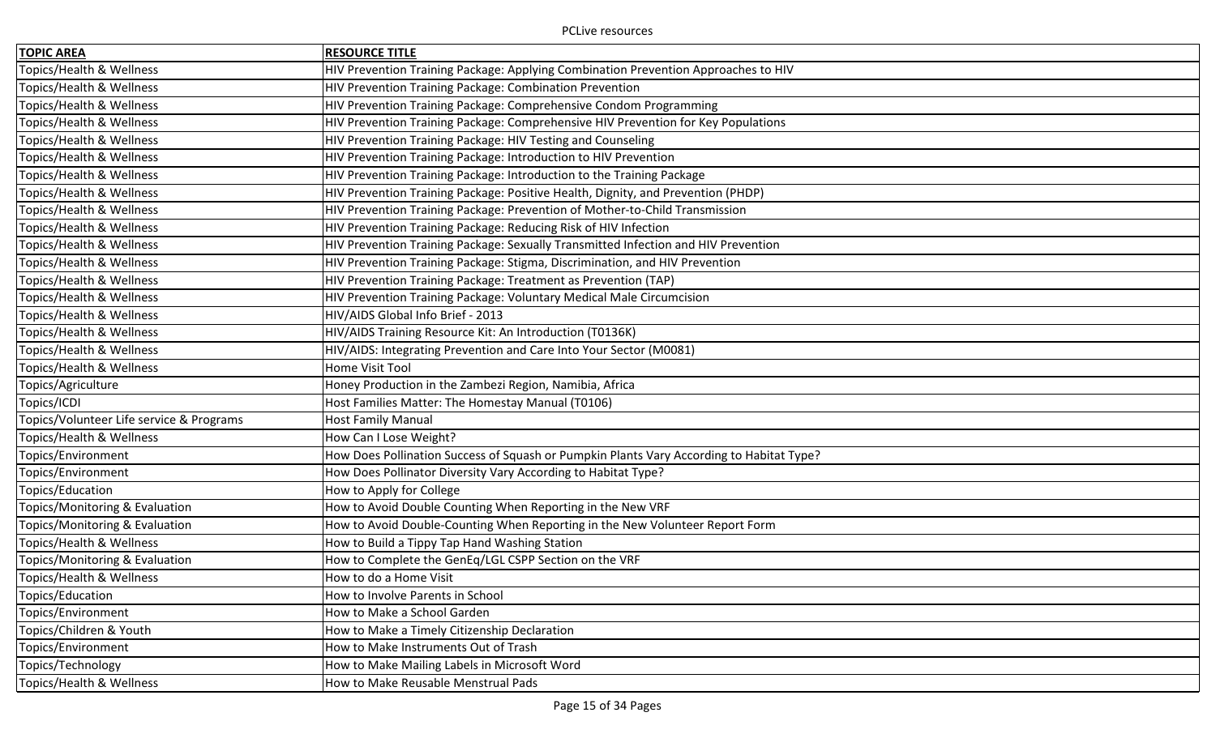| TOPIC AREA | RESOURCE TITLE |
| --- | --- |
| Topics/Health & Wellness | HIV Prevention Training Package: Applying Combination Prevention Approaches to HIV |
| Topics/Health & Wellness | HIV Prevention Training Package: Combination Prevention |
| Topics/Health & Wellness | HIV Prevention Training Package: Comprehensive Condom Programming |
| Topics/Health & Wellness | HIV Prevention Training Package: Comprehensive HIV Prevention for Key Populations |
| Topics/Health & Wellness | HIV Prevention Training Package: HIV Testing and Counseling |
| Topics/Health & Wellness | HIV Prevention Training Package: Introduction to HIV Prevention |
| Topics/Health & Wellness | HIV Prevention Training Package: Introduction to the Training Package |
| Topics/Health & Wellness | HIV Prevention Training Package: Positive Health, Dignity, and Prevention (PHDP) |
| Topics/Health & Wellness | HIV Prevention Training Package: Prevention of Mother-to-Child Transmission |
| Topics/Health & Wellness | HIV Prevention Training Package: Reducing Risk of HIV Infection |
| Topics/Health & Wellness | HIV Prevention Training Package: Sexually Transmitted Infection and HIV Prevention |
| Topics/Health & Wellness | HIV Prevention Training Package: Stigma, Discrimination, and HIV Prevention |
| Topics/Health & Wellness | HIV Prevention Training Package: Treatment as Prevention (TAP) |
| Topics/Health & Wellness | HIV Prevention Training Package: Voluntary Medical Male Circumcision |
| Topics/Health & Wellness | HIV/AIDS Global Info Brief - 2013 |
| Topics/Health & Wellness | HIV/AIDS Training Resource Kit: An Introduction (T0136K) |
| Topics/Health & Wellness | HIV/AIDS: Integrating Prevention and Care Into Your Sector (M0081) |
| Topics/Health & Wellness | Home Visit Tool |
| Topics/Agriculture | Honey Production in the Zambezi Region, Namibia, Africa |
| Topics/ICDI | Host Families Matter: The Homestay Manual (T0106) |
| Topics/Volunteer Life service & Programs | Host Family Manual |
| Topics/Health & Wellness | How Can I Lose Weight? |
| Topics/Environment | How Does Pollination Success of Squash or Pumpkin Plants Vary According to Habitat Type? |
| Topics/Environment | How Does Pollinator Diversity Vary According to Habitat Type? |
| Topics/Education | How to Apply for College |
| Topics/Monitoring & Evaluation | How to Avoid Double Counting When Reporting in the New VRF |
| Topics/Monitoring & Evaluation | How to Avoid Double-Counting When Reporting in the New Volunteer Report Form |
| Topics/Health & Wellness | How to Build a Tippy Tap Hand Washing Station |
| Topics/Monitoring & Evaluation | How to Complete the GenEq/LGL CSPP Section on the VRF |
| Topics/Health & Wellness | How to do a Home Visit |
| Topics/Education | How to Involve Parents in School |
| Topics/Environment | How to Make a School Garden |
| Topics/Children & Youth | How to Make a Timely Citizenship Declaration |
| Topics/Environment | How to Make Instruments Out of Trash |
| Topics/Technology | How to Make Mailing Labels in Microsoft Word |
| Topics/Health & Wellness | How to Make Reusable Menstrual Pads |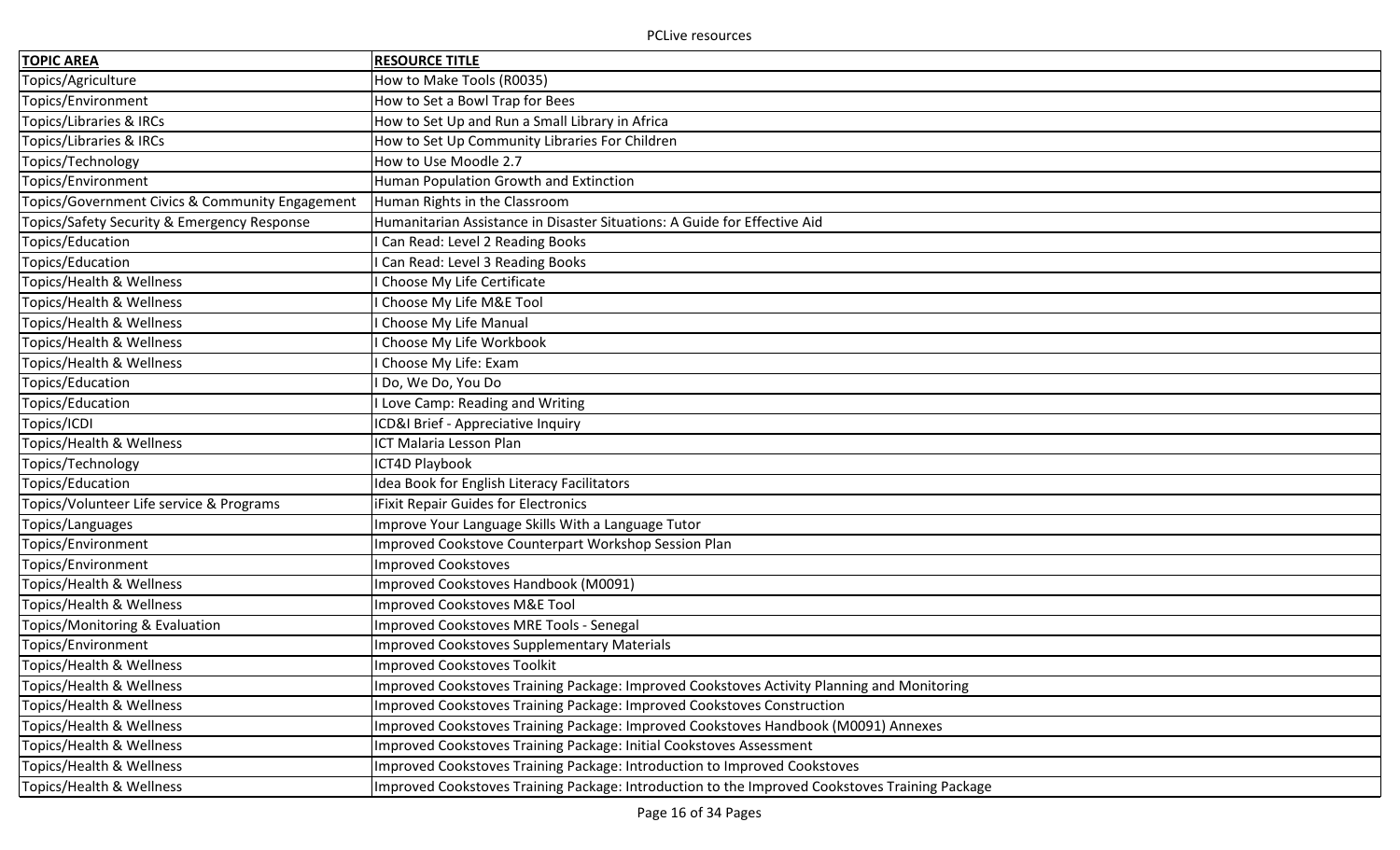| TOPIC AREA | RESOURCE TITLE |
| --- | --- |
| Topics/Agriculture | How to Make Tools (R0035) |
| Topics/Environment | How to Set a Bowl Trap for Bees |
| Topics/Libraries & IRCs | How to Set Up and Run a Small Library in Africa |
| Topics/Libraries & IRCs | How to Set Up Community Libraries For Children |
| Topics/Technology | How to Use Moodle 2.7 |
| Topics/Environment | Human Population Growth and Extinction |
| Topics/Government Civics & Community Engagement | Human Rights in the Classroom |
| Topics/Safety Security & Emergency Response | Humanitarian Assistance in Disaster Situations: A Guide for Effective Aid |
| Topics/Education | I Can Read: Level 2 Reading Books |
| Topics/Education | I Can Read: Level 3 Reading Books |
| Topics/Health & Wellness | I Choose My Life Certificate |
| Topics/Health & Wellness | I Choose My Life M&E Tool |
| Topics/Health & Wellness | I Choose My Life Manual |
| Topics/Health & Wellness | I Choose My Life Workbook |
| Topics/Health & Wellness | I Choose My Life: Exam |
| Topics/Education | I Do, We Do, You Do |
| Topics/Education | I Love Camp: Reading and Writing |
| Topics/ICDI | ICD&I Brief - Appreciative Inquiry |
| Topics/Health & Wellness | ICT Malaria Lesson Plan |
| Topics/Technology | ICT4D Playbook |
| Topics/Education | Idea Book for English Literacy Facilitators |
| Topics/Volunteer Life service & Programs | iFixit Repair Guides for Electronics |
| Topics/Languages | Improve Your Language Skills With a Language Tutor |
| Topics/Environment | Improved Cookstove Counterpart Workshop Session Plan |
| Topics/Environment | Improved Cookstoves |
| Topics/Health & Wellness | Improved Cookstoves Handbook (M0091) |
| Topics/Health & Wellness | Improved Cookstoves M&E Tool |
| Topics/Monitoring & Evaluation | Improved Cookstoves MRE Tools - Senegal |
| Topics/Environment | Improved Cookstoves Supplementary Materials |
| Topics/Health & Wellness | Improved Cookstoves Toolkit |
| Topics/Health & Wellness | Improved Cookstoves Training Package: Improved Cookstoves Activity Planning and Monitoring |
| Topics/Health & Wellness | Improved Cookstoves Training Package: Improved Cookstoves Construction |
| Topics/Health & Wellness | Improved Cookstoves Training Package: Improved Cookstoves Handbook (M0091) Annexes |
| Topics/Health & Wellness | Improved Cookstoves Training Package: Initial Cookstoves Assessment |
| Topics/Health & Wellness | Improved Cookstoves Training Package: Introduction to Improved Cookstoves |
| Topics/Health & Wellness | Improved Cookstoves Training Package: Introduction to the Improved Cookstoves Training Package |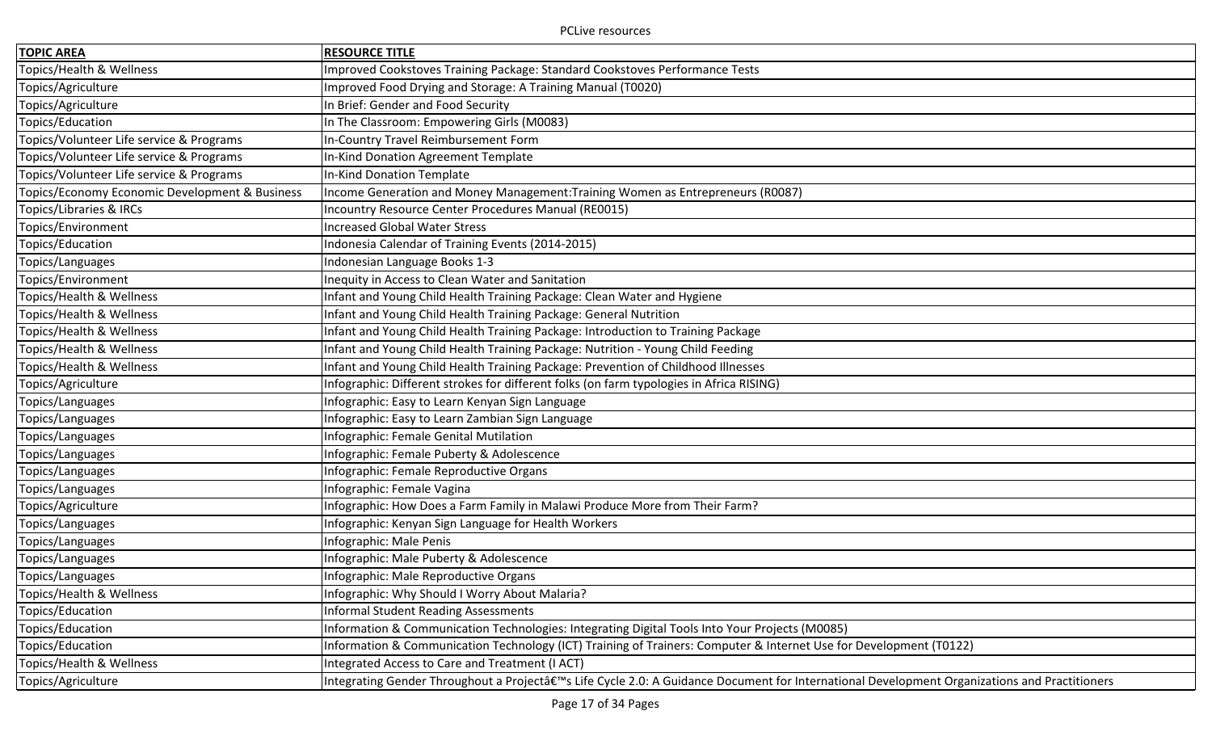| TOPIC AREA | RESOURCE TITLE |
| --- | --- |
| Topics/Health & Wellness | Improved Cookstoves Training Package: Standard Cookstoves Performance Tests |
| Topics/Agriculture | Improved Food Drying and Storage: A Training Manual (T0020) |
| Topics/Agriculture | In Brief: Gender and Food Security |
| Topics/Education | In The Classroom: Empowering Girls (M0083) |
| Topics/Volunteer Life service & Programs | In-Country Travel Reimbursement Form |
| Topics/Volunteer Life service & Programs | In-Kind Donation Agreement Template |
| Topics/Volunteer Life service & Programs | In-Kind Donation Template |
| Topics/Economy Economic Development & Business | Income Generation and Money Management:Training Women as Entrepreneurs (R0087) |
| Topics/Libraries & IRCs | Incountry Resource Center Procedures Manual (RE0015) |
| Topics/Environment | Increased Global Water Stress |
| Topics/Education | Indonesia Calendar of Training Events (2014-2015) |
| Topics/Languages | Indonesian Language Books 1-3 |
| Topics/Environment | Inequity in Access to Clean Water and Sanitation |
| Topics/Health & Wellness | Infant and Young Child Health Training Package: Clean Water and Hygiene |
| Topics/Health & Wellness | Infant and Young Child Health Training Package: General Nutrition |
| Topics/Health & Wellness | Infant and Young Child Health Training Package: Introduction to Training Package |
| Topics/Health & Wellness | Infant and Young Child Health Training Package: Nutrition - Young Child Feeding |
| Topics/Health & Wellness | Infant and Young Child Health Training Package: Prevention of Childhood Illnesses |
| Topics/Agriculture | Infographic: Different strokes for different folks (on farm typologies in Africa RISING) |
| Topics/Languages | Infographic: Easy to Learn Kenyan Sign Language |
| Topics/Languages | Infographic: Easy to Learn Zambian Sign Language |
| Topics/Languages | Infographic: Female Genital Mutilation |
| Topics/Languages | Infographic: Female Puberty & Adolescence |
| Topics/Languages | Infographic: Female Reproductive Organs |
| Topics/Languages | Infographic: Female Vagina |
| Topics/Agriculture | Infographic: How Does a Farm Family in Malawi Produce More from Their Farm? |
| Topics/Languages | Infographic: Kenyan Sign Language for Health Workers |
| Topics/Languages | Infographic: Male Penis |
| Topics/Languages | Infographic: Male Puberty & Adolescence |
| Topics/Languages | Infographic: Male Reproductive Organs |
| Topics/Health & Wellness | Infographic: Why Should I Worry About Malaria? |
| Topics/Education | Informal Student Reading Assessments |
| Topics/Education | Information & Communication Technologies: Integrating Digital Tools Into Your Projects (M0085) |
| Topics/Education | Information & Communication Technology (ICT) Training of Trainers: Computer & Internet Use for Development (T0122) |
| Topics/Health & Wellness | Integrated Access to Care and Treatment (I ACT) |
| Topics/Agriculture | Integrating Gender Throughout a Projectâ€™s Life Cycle 2.0: A Guidance Document for International Development Organizations and Practitioners |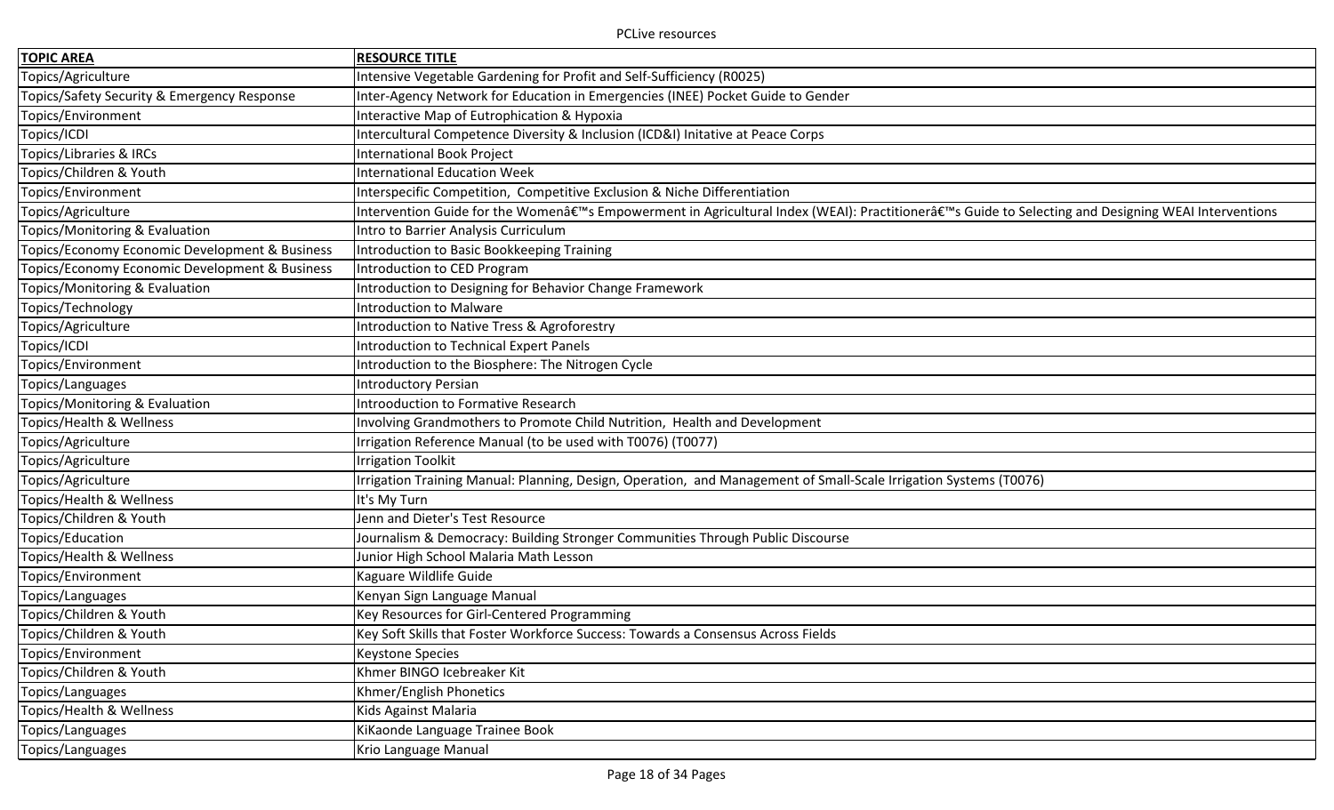| TOPIC AREA | RESOURCE TITLE |
|---|---|
| Topics/Agriculture | Intensive Vegetable Gardening for Profit and Self-Sufficiency (R0025) |
| Topics/Safety Security & Emergency Response | Inter-Agency Network for Education in Emergencies (INEE) Pocket Guide to Gender |
| Topics/Environment | Interactive Map of Eutrophication & Hypoxia |
| Topics/ICDI | Intercultural Competence Diversity & Inclusion (ICD&I) Initative at Peace Corps |
| Topics/Libraries & IRCs | International Book Project |
| Topics/Children & Youth | International Education Week |
| Topics/Environment | Interspecific Competition, Competitive Exclusion & Niche Differentiation |
| Topics/Agriculture | Intervention Guide for the Womenâ€™s Empowerment in Agricultural Index (WEAI): Practitionerâ€™s Guide to Selecting and Designing WEAI Interventions |
| Topics/Monitoring & Evaluation | Intro to Barrier Analysis Curriculum |
| Topics/Economy Economic Development & Business | Introduction to Basic Bookkeeping Training |
| Topics/Economy Economic Development & Business | Introduction to CED Program |
| Topics/Monitoring & Evaluation | Introduction to Designing for Behavior Change Framework |
| Topics/Technology | Introduction to Malware |
| Topics/Agriculture | Introduction to Native Tress & Agroforestry |
| Topics/ICDI | Introduction to Technical Expert Panels |
| Topics/Environment | Introduction to the Biosphere: The Nitrogen Cycle |
| Topics/Languages | Introductory Persian |
| Topics/Monitoring & Evaluation | Introoduction to Formative Research |
| Topics/Health & Wellness | Involving Grandmothers to Promote Child Nutrition, Health and Development |
| Topics/Agriculture | Irrigation Reference Manual (to be used with T0076) (T0077) |
| Topics/Agriculture | Irrigation Toolkit |
| Topics/Agriculture | Irrigation Training Manual: Planning, Design, Operation, and Management of Small-Scale Irrigation Systems (T0076) |
| Topics/Health & Wellness | It's My Turn |
| Topics/Children & Youth | Jenn and Dieter's Test Resource |
| Topics/Education | Journalism & Democracy: Building Stronger Communities Through Public Discourse |
| Topics/Health & Wellness | Junior High School Malaria Math Lesson |
| Topics/Environment | Kaguare Wildlife Guide |
| Topics/Languages | Kenyan Sign Language Manual |
| Topics/Children & Youth | Key Resources for Girl-Centered Programming |
| Topics/Children & Youth | Key Soft Skills that Foster Workforce Success: Towards a Consensus Across Fields |
| Topics/Environment | Keystone Species |
| Topics/Children & Youth | Khmer BINGO Icebreaker Kit |
| Topics/Languages | Khmer/English Phonetics |
| Topics/Health & Wellness | Kids Against Malaria |
| Topics/Languages | KiKaonde Language Trainee Book |
| Topics/Languages | Krio Language Manual |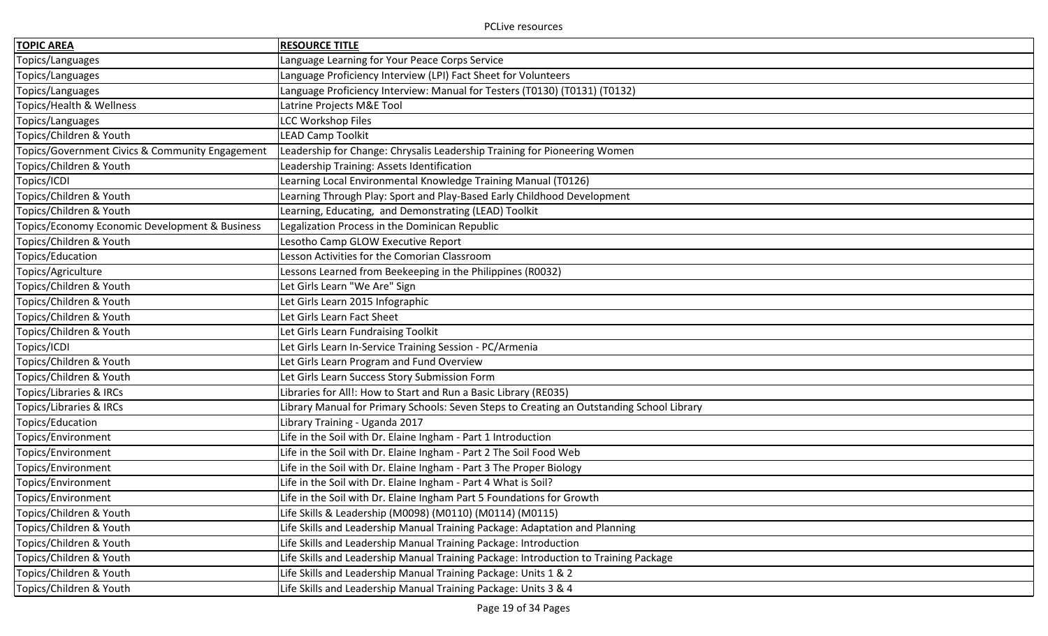| TOPIC AREA | RESOURCE TITLE |
|---|---|
| Topics/Languages | Language Learning for Your Peace Corps Service |
| Topics/Languages | Language Proficiency Interview (LPI) Fact Sheet for Volunteers |
| Topics/Languages | Language Proficiency Interview: Manual for Testers (T0130) (T0131) (T0132) |
| Topics/Health & Wellness | Latrine Projects M&E Tool |
| Topics/Languages | LCC Workshop Files |
| Topics/Children & Youth | LEAD Camp Toolkit |
| Topics/Government Civics & Community Engagement | Leadership for Change: Chrysalis Leadership Training for Pioneering Women |
| Topics/Children & Youth | Leadership Training: Assets Identification |
| Topics/ICDI | Learning Local Environmental Knowledge Training Manual (T0126) |
| Topics/Children & Youth | Learning Through Play: Sport and Play-Based Early Childhood Development |
| Topics/Children & Youth | Learning, Educating, and Demonstrating (LEAD) Toolkit |
| Topics/Economy Economic Development & Business | Legalization Process in the Dominican Republic |
| Topics/Children & Youth | Lesotho Camp GLOW Executive Report |
| Topics/Education | Lesson Activities for the Comorian Classroom |
| Topics/Agriculture | Lessons Learned from Beekeeping in the Philippines (R0032) |
| Topics/Children & Youth | Let Girls Learn "We Are" Sign |
| Topics/Children & Youth | Let Girls Learn 2015 Infographic |
| Topics/Children & Youth | Let Girls Learn Fact Sheet |
| Topics/Children & Youth | Let Girls Learn Fundraising Toolkit |
| Topics/ICDI | Let Girls Learn In-Service Training Session - PC/Armenia |
| Topics/Children & Youth | Let Girls Learn Program and Fund Overview |
| Topics/Children & Youth | Let Girls Learn Success Story Submission Form |
| Topics/Libraries & IRCs | Libraries for All!: How to Start and Run a Basic Library (RE035) |
| Topics/Libraries & IRCs | Library Manual for Primary Schools: Seven Steps to Creating an Outstanding School Library |
| Topics/Education | Library Training - Uganda 2017 |
| Topics/Environment | Life in the Soil with Dr. Elaine Ingham - Part 1 Introduction |
| Topics/Environment | Life in the Soil with Dr. Elaine Ingham - Part 2 The Soil Food Web |
| Topics/Environment | Life in the Soil with Dr. Elaine Ingham - Part 3 The Proper Biology |
| Topics/Environment | Life in the Soil with Dr. Elaine Ingham - Part 4 What is Soil? |
| Topics/Environment | Life in the Soil with Dr. Elaine Ingham Part 5 Foundations for Growth |
| Topics/Children & Youth | Life Skills & Leadership (M0098) (M0110) (M0114) (M0115) |
| Topics/Children & Youth | Life Skills and Leadership Manual Training Package: Adaptation and Planning |
| Topics/Children & Youth | Life Skills and Leadership Manual Training Package: Introduction |
| Topics/Children & Youth | Life Skills and Leadership Manual Training Package: Introduction to Training Package |
| Topics/Children & Youth | Life Skills and Leadership Manual Training Package: Units 1 & 2 |
| Topics/Children & Youth | Life Skills and Leadership Manual Training Package: Units 3 & 4 |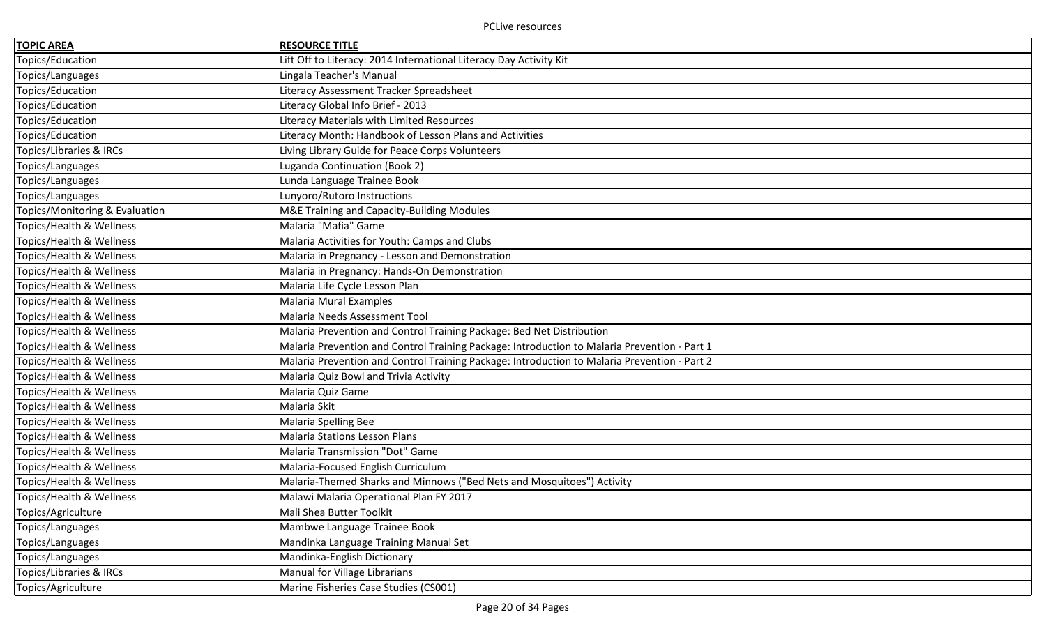| **TOPIC AREA** | **RESOURCE TITLE** |
|---|---|
| Topics/Education | Lift Off to Literacy: 2014 International Literacy Day Activity Kit |
| Topics/Languages | Lingala Teacher's Manual |
| Topics/Education | Literacy Assessment Tracker Spreadsheet |
| Topics/Education | Literacy Global Info Brief - 2013 |
| Topics/Education | Literacy Materials with Limited Resources |
| Topics/Education | Literacy Month: Handbook of Lesson Plans and Activities |
| Topics/Libraries & IRCs | Living Library Guide for Peace Corps Volunteers |
| Topics/Languages | Luganda Continuation (Book 2) |
| Topics/Languages | Lunda Language Trainee Book |
| Topics/Languages | Lunyoro/Rutoro Instructions |
| Topics/Monitoring & Evaluation | M&E Training and Capacity-Building Modules |
| Topics/Health & Wellness | Malaria "Mafia" Game |
| Topics/Health & Wellness | Malaria Activities for Youth: Camps and Clubs |
| Topics/Health & Wellness | Malaria in Pregnancy - Lesson and Demonstration |
| Topics/Health & Wellness | Malaria in Pregnancy: Hands-On Demonstration |
| Topics/Health & Wellness | Malaria Life Cycle Lesson Plan |
| Topics/Health & Wellness | Malaria Mural Examples |
| Topics/Health & Wellness | Malaria Needs Assessment Tool |
| Topics/Health & Wellness | Malaria Prevention and Control Training Package: Bed Net Distribution |
| Topics/Health & Wellness | Malaria Prevention and Control Training Package: Introduction to Malaria Prevention - Part 1 |
| Topics/Health & Wellness | Malaria Prevention and Control Training Package: Introduction to Malaria Prevention - Part 2 |
| Topics/Health & Wellness | Malaria Quiz Bowl and Trivia Activity |
| Topics/Health & Wellness | Malaria Quiz Game |
| Topics/Health & Wellness | Malaria Skit |
| Topics/Health & Wellness | Malaria Spelling Bee |
| Topics/Health & Wellness | Malaria Stations Lesson Plans |
| Topics/Health & Wellness | Malaria Transmission "Dot" Game |
| Topics/Health & Wellness | Malaria-Focused English Curriculum |
| Topics/Health & Wellness | Malaria-Themed Sharks and Minnows ("Bed Nets and Mosquitoes") Activity |
| Topics/Health & Wellness | Malawi Malaria Operational Plan FY 2017 |
| Topics/Agriculture | Mali Shea Butter Toolkit |
| Topics/Languages | Mambwe Language Trainee Book |
| Topics/Languages | Mandinka Language Training Manual Set |
| Topics/Languages | Mandinka-English Dictionary |
| Topics/Libraries & IRCs | Manual for Village Librarians |
| Topics/Agriculture | Marine Fisheries Case Studies (CS001) |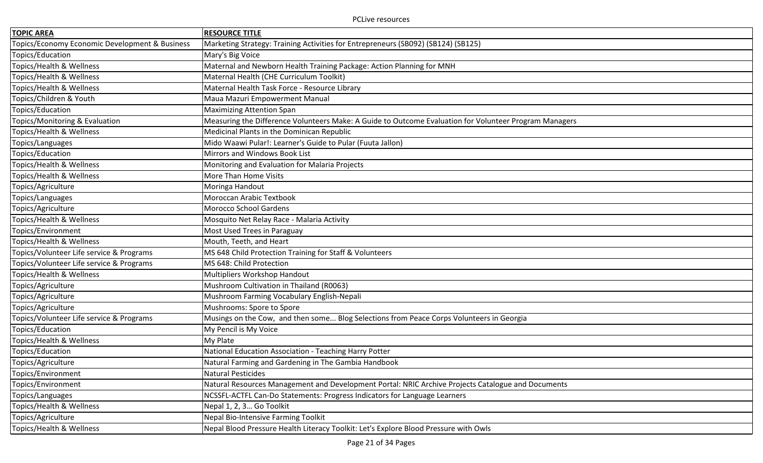| TOPIC AREA | RESOURCE TITLE |
|---|---|
| Topics/Economy Economic Development & Business | Marketing Strategy: Training Activities for Entrepreneurs (SB092) (SB124) (SB125) |
| Topics/Education | Mary's Big Voice |
| Topics/Health & Wellness | Maternal and Newborn Health Training Package: Action Planning for MNH |
| Topics/Health & Wellness | Maternal Health (CHE Curriculum Toolkit) |
| Topics/Health & Wellness | Maternal Health Task Force - Resource Library |
| Topics/Children & Youth | Maua Mazuri Empowerment Manual |
| Topics/Education | Maximizing Attention Span |
| Topics/Monitoring & Evaluation | Measuring the Difference Volunteers Make: A Guide to Outcome Evaluation for Volunteer Program Managers |
| Topics/Health & Wellness | Medicinal Plants in the Dominican Republic |
| Topics/Languages | Mido Waawi Pular!: Learner's Guide to Pular (Fuuta Jallon) |
| Topics/Education | Mirrors and Windows Book List |
| Topics/Health & Wellness | Monitoring and Evaluation for Malaria Projects |
| Topics/Health & Wellness | More Than Home Visits |
| Topics/Agriculture | Moringa Handout |
| Topics/Languages | Moroccan Arabic Textbook |
| Topics/Agriculture | Morocco School Gardens |
| Topics/Health & Wellness | Mosquito Net Relay Race - Malaria Activity |
| Topics/Environment | Most Used Trees in Paraguay |
| Topics/Health & Wellness | Mouth, Teeth, and Heart |
| Topics/Volunteer Life service & Programs | MS 648 Child Protection Training for Staff & Volunteers |
| Topics/Volunteer Life service & Programs | MS 648: Child Protection |
| Topics/Health & Wellness | Multipliers Workshop Handout |
| Topics/Agriculture | Mushroom Cultivation in Thailand (R0063) |
| Topics/Agriculture | Mushroom Farming Vocabulary English-Nepali |
| Topics/Agriculture | Mushrooms: Spore to Spore |
| Topics/Volunteer Life service & Programs | Musings on the Cow, and then some... Blog Selections from Peace Corps Volunteers in Georgia |
| Topics/Education | My Pencil is My Voice |
| Topics/Health & Wellness | My Plate |
| Topics/Education | National Education Association - Teaching Harry Potter |
| Topics/Agriculture | Natural Farming and Gardening in The Gambia Handbook |
| Topics/Environment | Natural Pesticides |
| Topics/Environment | Natural Resources Management and Development Portal: NRIC Archive Projects Catalogue and Documents |
| Topics/Languages | NCSSFL-ACTFL Can-Do Statements: Progress Indicators for Language Learners |
| Topics/Health & Wellness | Nepal 1, 2, 3... Go Toolkit |
| Topics/Agriculture | Nepal Bio-Intensive Farming Toolkit |
| Topics/Health & Wellness | Nepal Blood Pressure Health Literacy Toolkit: Let's Explore Blood Pressure with Owls |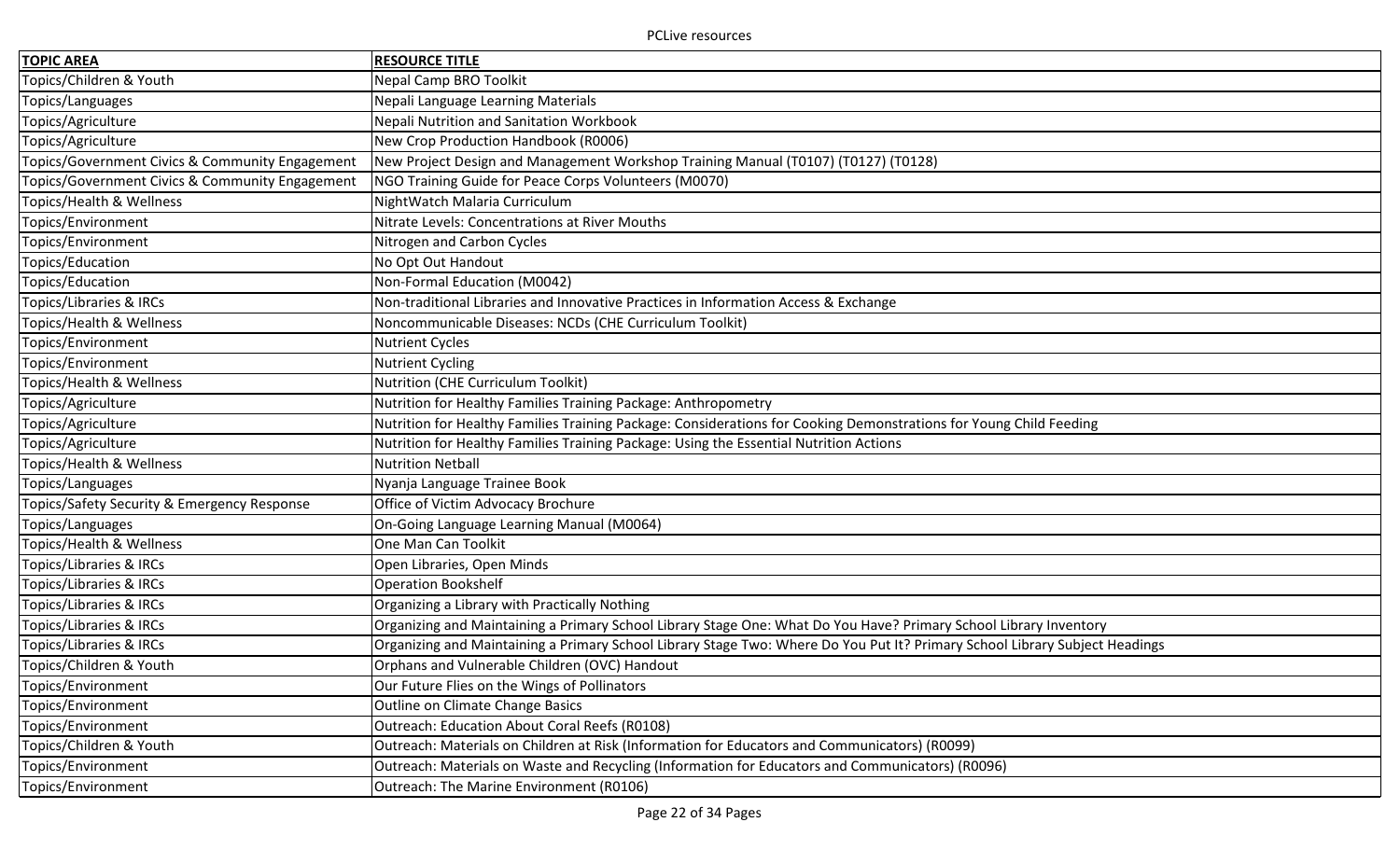| TOPIC AREA | RESOURCE TITLE |
| --- | --- |
| Topics/Children & Youth | Nepal Camp BRO Toolkit |
| Topics/Languages | Nepali Language Learning Materials |
| Topics/Agriculture | Nepali Nutrition and Sanitation Workbook |
| Topics/Agriculture | New Crop Production Handbook (R0006) |
| Topics/Government Civics & Community Engagement | New Project Design and Management Workshop Training Manual (T0107) (T0127) (T0128) |
| Topics/Government Civics & Community Engagement | NGO Training Guide for Peace Corps Volunteers (M0070) |
| Topics/Health & Wellness | NightWatch Malaria Curriculum |
| Topics/Environment | Nitrate Levels: Concentrations at River Mouths |
| Topics/Environment | Nitrogen and Carbon Cycles |
| Topics/Education | No Opt Out Handout |
| Topics/Education | Non-Formal Education (M0042) |
| Topics/Libraries & IRCs | Non-traditional Libraries and Innovative Practices in Information Access & Exchange |
| Topics/Health & Wellness | Noncommunicable Diseases: NCDs (CHE Curriculum Toolkit) |
| Topics/Environment | Nutrient Cycles |
| Topics/Environment | Nutrient Cycling |
| Topics/Health & Wellness | Nutrition (CHE Curriculum Toolkit) |
| Topics/Agriculture | Nutrition for Healthy Families Training Package: Anthropometry |
| Topics/Agriculture | Nutrition for Healthy Families Training Package: Considerations for Cooking Demonstrations for Young Child Feeding |
| Topics/Agriculture | Nutrition for Healthy Families Training Package: Using the Essential Nutrition Actions |
| Topics/Health & Wellness | Nutrition Netball |
| Topics/Languages | Nyanja Language Trainee Book |
| Topics/Safety Security & Emergency Response | Office of Victim Advocacy Brochure |
| Topics/Languages | On-Going Language Learning Manual (M0064) |
| Topics/Health & Wellness | One Man Can Toolkit |
| Topics/Libraries & IRCs | Open Libraries, Open Minds |
| Topics/Libraries & IRCs | Operation Bookshelf |
| Topics/Libraries & IRCs | Organizing a Library with Practically Nothing |
| Topics/Libraries & IRCs | Organizing and Maintaining a Primary School Library Stage One: What Do You Have? Primary School Library Inventory |
| Topics/Libraries & IRCs | Organizing and Maintaining a Primary School Library Stage Two: Where Do You Put It? Primary School Library Subject Headings |
| Topics/Children & Youth | Orphans and Vulnerable Children (OVC) Handout |
| Topics/Environment | Our Future Flies on the Wings of Pollinators |
| Topics/Environment | Outline on Climate Change Basics |
| Topics/Environment | Outreach: Education About Coral Reefs (R0108) |
| Topics/Children & Youth | Outreach: Materials on Children at Risk (Information for Educators and Communicators) (R0099) |
| Topics/Environment | Outreach: Materials on Waste and Recycling (Information for Educators and Communicators) (R0096) |
| Topics/Environment | Outreach: The Marine Environment (R0106) |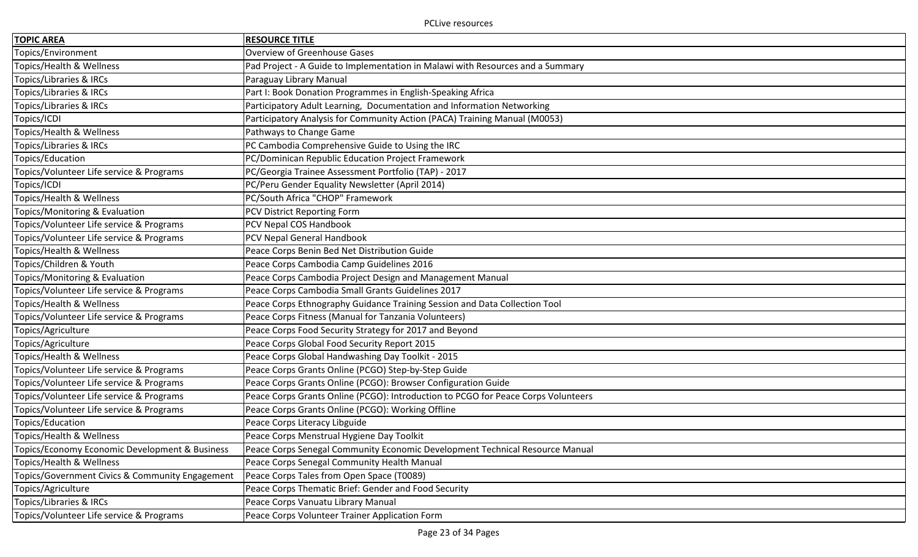| TOPIC AREA | RESOURCE TITLE |
|---|---|
| Topics/Environment | Overview of Greenhouse Gases |
| Topics/Health & Wellness | Pad Project - A Guide to Implementation in Malawi with Resources and a Summary |
| Topics/Libraries & IRCs | Paraguay Library Manual |
| Topics/Libraries & IRCs | Part I: Book Donation Programmes in English-Speaking Africa |
| Topics/Libraries & IRCs | Participatory Adult Learning, Documentation and Information Networking |
| Topics/ICDI | Participatory Analysis for Community Action (PACA) Training Manual (M0053) |
| Topics/Health & Wellness | Pathways to Change Game |
| Topics/Libraries & IRCs | PC Cambodia Comprehensive Guide to Using the IRC |
| Topics/Education | PC/Dominican Republic Education Project Framework |
| Topics/Volunteer Life service & Programs | PC/Georgia Trainee Assessment Portfolio (TAP) - 2017 |
| Topics/ICDI | PC/Peru Gender Equality Newsletter (April 2014) |
| Topics/Health & Wellness | PC/South Africa "CHOP" Framework |
| Topics/Monitoring & Evaluation | PCV District Reporting Form |
| Topics/Volunteer Life service & Programs | PCV Nepal COS Handbook |
| Topics/Volunteer Life service & Programs | PCV Nepal General Handbook |
| Topics/Health & Wellness | Peace Corps Benin Bed Net Distribution Guide |
| Topics/Children & Youth | Peace Corps Cambodia Camp Guidelines 2016 |
| Topics/Monitoring & Evaluation | Peace Corps Cambodia Project Design and Management Manual |
| Topics/Volunteer Life service & Programs | Peace Corps Cambodia Small Grants Guidelines 2017 |
| Topics/Health & Wellness | Peace Corps Ethnography Guidance Training Session and Data Collection Tool |
| Topics/Volunteer Life service & Programs | Peace Corps Fitness (Manual for Tanzania Volunteers) |
| Topics/Agriculture | Peace Corps Food Security Strategy for 2017 and Beyond |
| Topics/Agriculture | Peace Corps Global Food Security Report 2015 |
| Topics/Health & Wellness | Peace Corps Global Handwashing Day Toolkit - 2015 |
| Topics/Volunteer Life service & Programs | Peace Corps Grants Online (PCGO) Step-by-Step Guide |
| Topics/Volunteer Life service & Programs | Peace Corps Grants Online (PCGO): Browser Configuration Guide |
| Topics/Volunteer Life service & Programs | Peace Corps Grants Online (PCGO): Introduction to PCGO for Peace Corps Volunteers |
| Topics/Volunteer Life service & Programs | Peace Corps Grants Online (PCGO): Working Offline |
| Topics/Education | Peace Corps Literacy Libguide |
| Topics/Health & Wellness | Peace Corps Menstrual Hygiene Day Toolkit |
| Topics/Economy Economic Development & Business | Peace Corps Senegal Community Economic Development Technical Resource Manual |
| Topics/Health & Wellness | Peace Corps Senegal Community Health Manual |
| Topics/Government Civics & Community Engagement | Peace Corps Tales from Open Space (T0089) |
| Topics/Agriculture | Peace Corps Thematic Brief: Gender and Food Security |
| Topics/Libraries & IRCs | Peace Corps Vanuatu Library Manual |
| Topics/Volunteer Life service & Programs | Peace Corps Volunteer Trainer Application Form |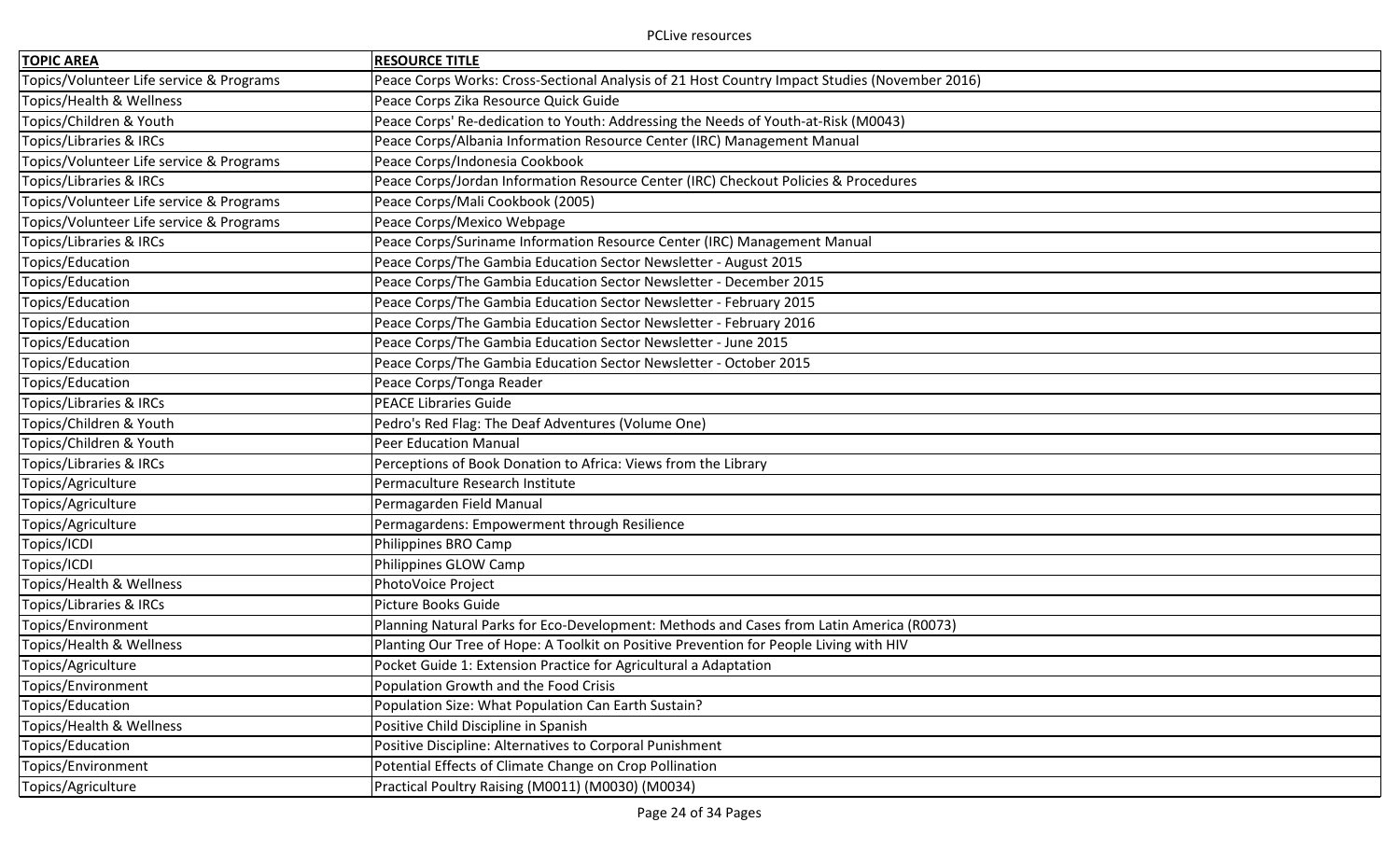| TOPIC AREA | RESOURCE TITLE |
|---|---|
| Topics/Volunteer Life service & Programs | Peace Corps Works: Cross-Sectional Analysis of 21 Host Country Impact Studies (November 2016) |
| Topics/Health & Wellness | Peace Corps Zika Resource Quick Guide |
| Topics/Children & Youth | Peace Corps' Re-dedication to Youth: Addressing the Needs of Youth-at-Risk (M0043) |
| Topics/Libraries & IRCs | Peace Corps/Albania Information Resource Center (IRC) Management Manual |
| Topics/Volunteer Life service & Programs | Peace Corps/Indonesia Cookbook |
| Topics/Libraries & IRCs | Peace Corps/Jordan Information Resource Center (IRC) Checkout Policies & Procedures |
| Topics/Volunteer Life service & Programs | Peace Corps/Mali Cookbook (2005) |
| Topics/Volunteer Life service & Programs | Peace Corps/Mexico Webpage |
| Topics/Libraries & IRCs | Peace Corps/Suriname Information Resource Center (IRC) Management Manual |
| Topics/Education | Peace Corps/The Gambia Education Sector Newsletter - August 2015 |
| Topics/Education | Peace Corps/The Gambia Education Sector Newsletter - December 2015 |
| Topics/Education | Peace Corps/The Gambia Education Sector Newsletter - February 2015 |
| Topics/Education | Peace Corps/The Gambia Education Sector Newsletter - February 2016 |
| Topics/Education | Peace Corps/The Gambia Education Sector Newsletter - June 2015 |
| Topics/Education | Peace Corps/The Gambia Education Sector Newsletter - October 2015 |
| Topics/Education | Peace Corps/Tonga Reader |
| Topics/Libraries & IRCs | PEACE Libraries Guide |
| Topics/Children & Youth | Pedro's Red Flag: The Deaf Adventures (Volume One) |
| Topics/Children & Youth | Peer Education Manual |
| Topics/Libraries & IRCs | Perceptions of Book Donation to Africa: Views from the Library |
| Topics/Agriculture | Permaculture Research Institute |
| Topics/Agriculture | Permagarden Field Manual |
| Topics/Agriculture | Permagardens: Empowerment through Resilience |
| Topics/ICDI | Philippines BRO Camp |
| Topics/ICDI | Philippines GLOW Camp |
| Topics/Health & Wellness | PhotoVoice Project |
| Topics/Libraries & IRCs | Picture Books Guide |
| Topics/Environment | Planning Natural Parks for Eco-Development: Methods and Cases from Latin America (R0073) |
| Topics/Health & Wellness | Planting Our Tree of Hope: A Toolkit on Positive Prevention for People Living with HIV |
| Topics/Agriculture | Pocket Guide 1: Extension Practice for Agricultural a Adaptation |
| Topics/Environment | Population Growth and the Food Crisis |
| Topics/Education | Population Size: What Population Can Earth Sustain? |
| Topics/Health & Wellness | Positive Child Discipline in Spanish |
| Topics/Education | Positive Discipline: Alternatives to Corporal Punishment |
| Topics/Environment | Potential Effects of Climate Change on Crop Pollination |
| Topics/Agriculture | Practical Poultry Raising (M0011) (M0030) (M0034) |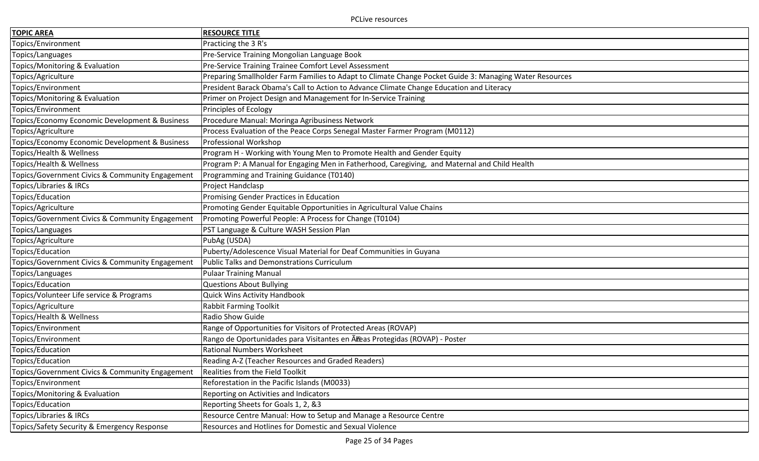| TOPIC AREA | RESOURCE TITLE |
| --- | --- |
| Topics/Environment | Practicing the 3 R's |
| Topics/Languages | Pre-Service Training Mongolian Language Book |
| Topics/Monitoring & Evaluation | Pre-Service Training Trainee Comfort Level Assessment |
| Topics/Agriculture | Preparing Smallholder Farm Families to Adapt to Climate Change Pocket Guide 3: Managing Water Resources |
| Topics/Environment | President Barack Obama's Call to Action to Advance Climate Change Education and Literacy |
| Topics/Monitoring & Evaluation | Primer on Project Design and Management for In-Service Training |
| Topics/Environment | Principles of Ecology |
| Topics/Economy Economic Development & Business | Procedure Manual: Moringa Agribusiness Network |
| Topics/Agriculture | Process Evaluation of the Peace Corps Senegal Master Farmer Program (M0112) |
| Topics/Economy Economic Development & Business | Professional Workshop |
| Topics/Health & Wellness | Program H - Working with Young Men to Promote Health and Gender Equity |
| Topics/Health & Wellness | Program P: A Manual for Engaging Men in Fatherhood, Caregiving, and Maternal and Child Health |
| Topics/Government Civics & Community Engagement | Programming and Training Guidance (T0140) |
| Topics/Libraries & IRCs | Project Handclasp |
| Topics/Education | Promising Gender Practices in Education |
| Topics/Agriculture | Promoting Gender Equitable Opportunities in Agricultural Value Chains |
| Topics/Government Civics & Community Engagement | Promoting Powerful People: A Process for Change (T0104) |
| Topics/Languages | PST Language & Culture WASH Session Plan |
| Topics/Agriculture | PubAg (USDA) |
| Topics/Education | Puberty/Adolescence Visual Material for Deaf Communities in Guyana |
| Topics/Government Civics & Community Engagement | Public Talks and Demonstrations Curriculum |
| Topics/Languages | Pulaar Training Manual |
| Topics/Education | Questions About Bullying |
| Topics/Volunteer Life service & Programs | Quick Wins Activity Handbook |
| Topics/Agriculture | Rabbit Farming Toolkit |
| Topics/Health & Wellness | Radio Show Guide |
| Topics/Environment | Range of Opportunities for Visitors of Protected Areas (ROVAP) |
| Topics/Environment | Rango de Oportunidades para Visitantes en Ãreas Protegidas (ROVAP) - Poster |
| Topics/Education | Rational Numbers Worksheet |
| Topics/Education | Reading A-Z (Teacher Resources and Graded Readers) |
| Topics/Government Civics & Community Engagement | Realities from the Field Toolkit |
| Topics/Environment | Reforestation in the Pacific Islands (M0033) |
| Topics/Monitoring & Evaluation | Reporting on Activities and Indicators |
| Topics/Education | Reporting Sheets for Goals 1, 2, &3 |
| Topics/Libraries & IRCs | Resource Centre Manual: How to Setup and Manage a Resource Centre |
| Topics/Safety Security & Emergency Response | Resources and Hotlines for Domestic and Sexual Violence |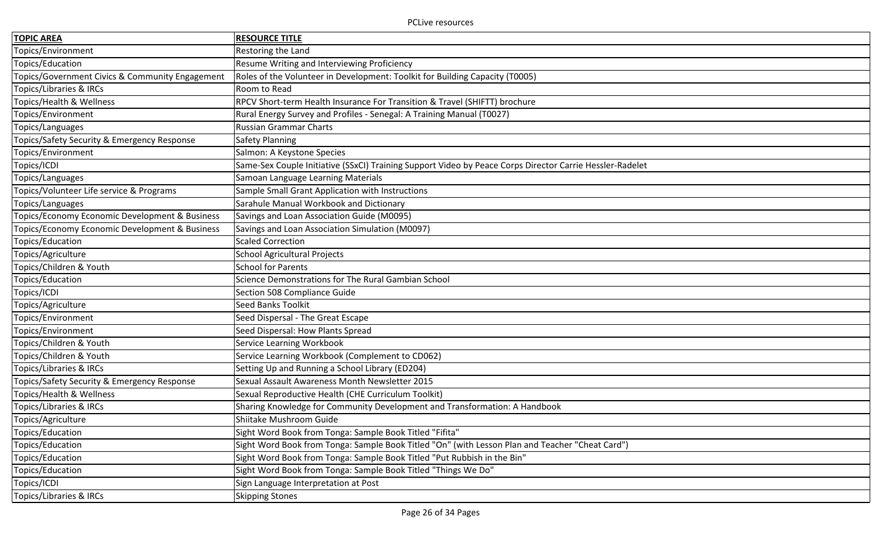| TOPIC AREA | RESOURCE TITLE |
|---|---|
| Topics/Environment | Restoring the Land |
| Topics/Education | Resume Writing and Interviewing Proficiency |
| Topics/Government Civics & Community Engagement | Roles of the Volunteer in Development: Toolkit for Building Capacity (T0005) |
| Topics/Libraries & IRCs | Room to Read |
| Topics/Health & Wellness | RPCV Short-term Health Insurance For Transition & Travel (SHIFTT) brochure |
| Topics/Environment | Rural Energy Survey and Profiles - Senegal: A Training Manual (T0027) |
| Topics/Languages | Russian Grammar Charts |
| Topics/Safety Security & Emergency Response | Safety Planning |
| Topics/Environment | Salmon: A Keystone Species |
| Topics/ICDI | Same-Sex Couple Initiative (SSxCI) Training Support Video by Peace Corps Director Carrie Hessler-Radelet |
| Topics/Languages | Samoan Language Learning Materials |
| Topics/Volunteer Life service & Programs | Sample Small Grant Application with Instructions |
| Topics/Languages | Sarahule Manual Workbook and Dictionary |
| Topics/Economy Economic Development & Business | Savings and Loan Association Guide (M0095) |
| Topics/Economy Economic Development & Business | Savings and Loan Association Simulation (M0097) |
| Topics/Education | Scaled Correction |
| Topics/Agriculture | School Agricultural Projects |
| Topics/Children & Youth | School for Parents |
| Topics/Education | Science Demonstrations for The Rural Gambian School |
| Topics/ICDI | Section 508 Compliance Guide |
| Topics/Agriculture | Seed Banks Toolkit |
| Topics/Environment | Seed Dispersal - The Great Escape |
| Topics/Environment | Seed Dispersal: How Plants Spread |
| Topics/Children & Youth | Service Learning Workbook |
| Topics/Children & Youth | Service Learning Workbook (Complement to CD062) |
| Topics/Libraries & IRCs | Setting Up and Running a School Library (ED204) |
| Topics/Safety Security & Emergency Response | Sexual Assault Awareness Month Newsletter 2015 |
| Topics/Health & Wellness | Sexual Reproductive Health (CHE Curriculum Toolkit) |
| Topics/Libraries & IRCs | Sharing Knowledge for Community Development and Transformation: A Handbook |
| Topics/Agriculture | Shiitake Mushroom Guide |
| Topics/Education | Sight Word Book from Tonga: Sample Book Titled "Fifita" |
| Topics/Education | Sight Word Book from Tonga: Sample Book Titled "On" (with Lesson Plan and Teacher "Cheat Card") |
| Topics/Education | Sight Word Book from Tonga: Sample Book Titled "Put Rubbish in the Bin" |
| Topics/Education | Sight Word Book from Tonga: Sample Book Titled "Things We Do" |
| Topics/ICDI | Sign Language Interpretation at Post |
| Topics/Libraries & IRCs | Skipping Stones |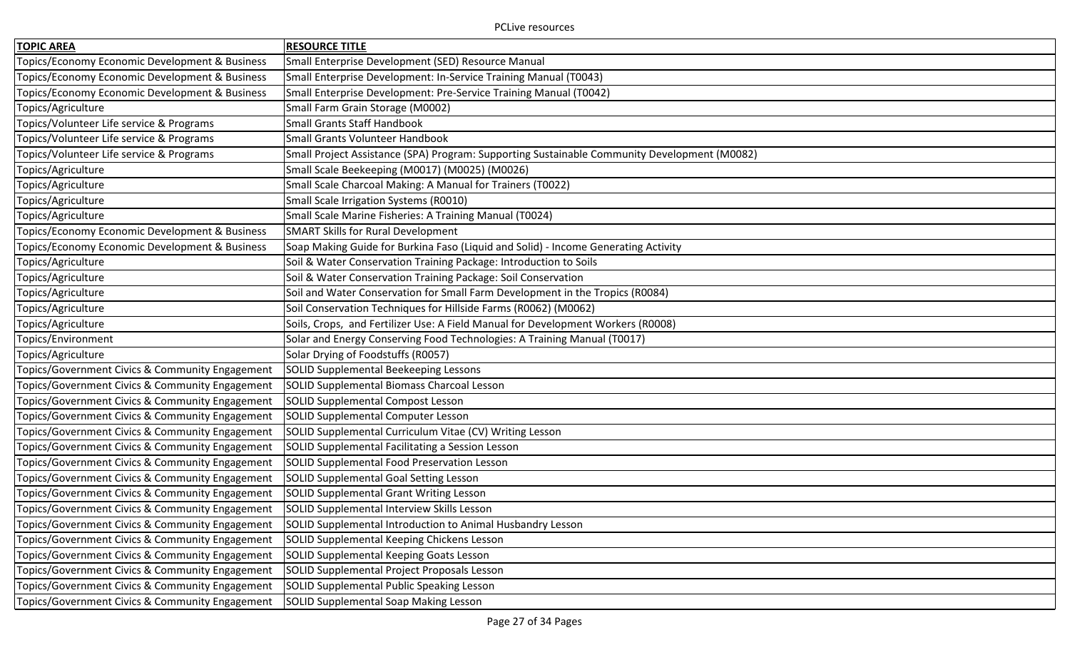| TOPIC AREA | RESOURCE TITLE |
|---|---|
| Topics/Economy Economic Development & Business | Small Enterprise Development (SED) Resource Manual |
| Topics/Economy Economic Development & Business | Small Enterprise Development: In-Service Training Manual (T0043) |
| Topics/Economy Economic Development & Business | Small Enterprise Development: Pre-Service Training Manual (T0042) |
| Topics/Agriculture | Small Farm Grain Storage (M0002) |
| Topics/Volunteer Life service & Programs | Small Grants Staff Handbook |
| Topics/Volunteer Life service & Programs | Small Grants Volunteer Handbook |
| Topics/Volunteer Life service & Programs | Small Project Assistance (SPA) Program: Supporting Sustainable Community Development (M0082) |
| Topics/Agriculture | Small Scale Beekeeping (M0017) (M0025) (M0026) |
| Topics/Agriculture | Small Scale Charcoal Making: A Manual for Trainers (T0022) |
| Topics/Agriculture | Small Scale Irrigation Systems (R0010) |
| Topics/Agriculture | Small Scale Marine Fisheries: A Training Manual (T0024) |
| Topics/Economy Economic Development & Business | SMART Skills for Rural Development |
| Topics/Economy Economic Development & Business | Soap Making Guide for Burkina Faso (Liquid and Solid) - Income Generating Activity |
| Topics/Agriculture | Soil & Water Conservation Training Package: Introduction to Soils |
| Topics/Agriculture | Soil & Water Conservation Training Package: Soil Conservation |
| Topics/Agriculture | Soil and Water Conservation for Small Farm Development in the Tropics (R0084) |
| Topics/Agriculture | Soil Conservation Techniques for Hillside Farms (R0062) (M0062) |
| Topics/Agriculture | Soils, Crops, and Fertilizer Use: A Field Manual for Development Workers (R0008) |
| Topics/Environment | Solar and Energy Conserving Food Technologies: A Training Manual (T0017) |
| Topics/Agriculture | Solar Drying of Foodstuffs (R0057) |
| Topics/Government Civics & Community Engagement | SOLID Supplemental Beekeeping Lessons |
| Topics/Government Civics & Community Engagement | SOLID Supplemental Biomass Charcoal Lesson |
| Topics/Government Civics & Community Engagement | SOLID Supplemental Compost Lesson |
| Topics/Government Civics & Community Engagement | SOLID Supplemental Computer Lesson |
| Topics/Government Civics & Community Engagement | SOLID Supplemental Curriculum Vitae (CV) Writing Lesson |
| Topics/Government Civics & Community Engagement | SOLID Supplemental Facilitating a Session Lesson |
| Topics/Government Civics & Community Engagement | SOLID Supplemental Food Preservation Lesson |
| Topics/Government Civics & Community Engagement | SOLID Supplemental Goal Setting Lesson |
| Topics/Government Civics & Community Engagement | SOLID Supplemental Grant Writing Lesson |
| Topics/Government Civics & Community Engagement | SOLID Supplemental Interview Skills Lesson |
| Topics/Government Civics & Community Engagement | SOLID Supplemental Introduction to Animal Husbandry Lesson |
| Topics/Government Civics & Community Engagement | SOLID Supplemental Keeping Chickens Lesson |
| Topics/Government Civics & Community Engagement | SOLID Supplemental Keeping Goats Lesson |
| Topics/Government Civics & Community Engagement | SOLID Supplemental Project Proposals Lesson |
| Topics/Government Civics & Community Engagement | SOLID Supplemental Public Speaking Lesson |
| Topics/Government Civics & Community Engagement | SOLID Supplemental Soap Making Lesson |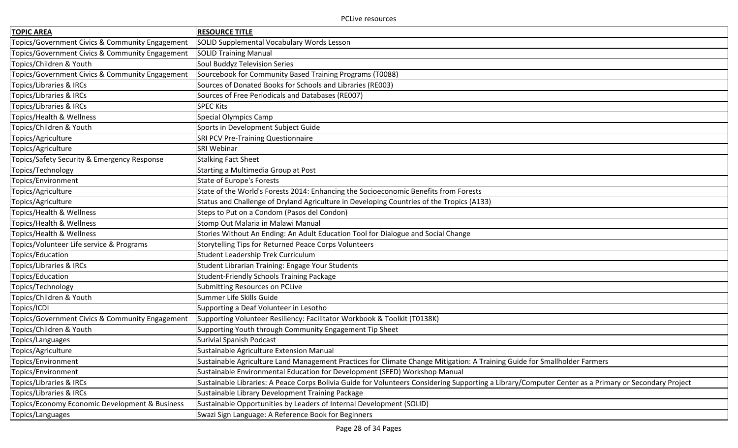| TOPIC AREA | RESOURCE TITLE |
|---|---|
| Topics/Government Civics & Community Engagement | SOLID Supplemental Vocabulary Words Lesson |
| Topics/Government Civics & Community Engagement | SOLID Training Manual |
| Topics/Children & Youth | Soul Buddyz Television Series |
| Topics/Government Civics & Community Engagement | Sourcebook for Community Based Training Programs (T0088) |
| Topics/Libraries & IRCs | Sources of Donated Books for Schools and Libraries (RE003) |
| Topics/Libraries & IRCs | Sources of Free Periodicals and Databases (RE007) |
| Topics/Libraries & IRCs | SPEC Kits |
| Topics/Health & Wellness | Special Olympics Camp |
| Topics/Children & Youth | Sports in Development Subject Guide |
| Topics/Agriculture | SRI PCV Pre-Training Questionnaire |
| Topics/Agriculture | SRI Webinar |
| Topics/Safety Security & Emergency Response | Stalking Fact Sheet |
| Topics/Technology | Starting a Multimedia Group at Post |
| Topics/Environment | State of Europe's Forests |
| Topics/Agriculture | State of the World's Forests 2014: Enhancing the Socioeconomic Benefits from Forests |
| Topics/Agriculture | Status and Challenge of Dryland Agriculture in Developing Countries of the Tropics (A133) |
| Topics/Health & Wellness | Steps to Put on a Condom (Pasos del Condon) |
| Topics/Health & Wellness | Stomp Out Malaria in Malawi Manual |
| Topics/Health & Wellness | Stories Without An Ending: An Adult Education Tool for Dialogue and Social Change |
| Topics/Volunteer Life service & Programs | Storytelling Tips for Returned Peace Corps Volunteers |
| Topics/Education | Student Leadership Trek Curriculum |
| Topics/Libraries & IRCs | Student Librarian Training: Engage Your Students |
| Topics/Education | Student-Friendly Schools Training Package |
| Topics/Technology | Submitting Resources on PCLive |
| Topics/Children & Youth | Summer Life Skills Guide |
| Topics/ICDI | Supporting a Deaf Volunteer in Lesotho |
| Topics/Government Civics & Community Engagement | Supporting Volunteer Resiliency: Facilitator Workbook & Toolkit (T0138K) |
| Topics/Children & Youth | Supporting Youth through Community Engagement Tip Sheet |
| Topics/Languages | Surivial Spanish Podcast |
| Topics/Agriculture | Sustainable Agriculture Extension Manual |
| Topics/Environment | Sustainable Agriculture Land Management Practices for Climate Change Mitigation: A Training Guide for Smallholder Farmers |
| Topics/Environment | Sustainable Environmental Education for Development (SEED) Workshop Manual |
| Topics/Libraries & IRCs | Sustainable Libraries: A Peace Corps Bolivia Guide for Volunteers Considering Supporting a Library/Computer Center as a Primary or Secondary Project |
| Topics/Libraries & IRCs | Sustainable Library Development Training Package |
| Topics/Economy Economic Development & Business | Sustainable Opportunities by Leaders of Internal Development (SOLID) |
| Topics/Languages | Swazi Sign Language: A Reference Book for Beginners |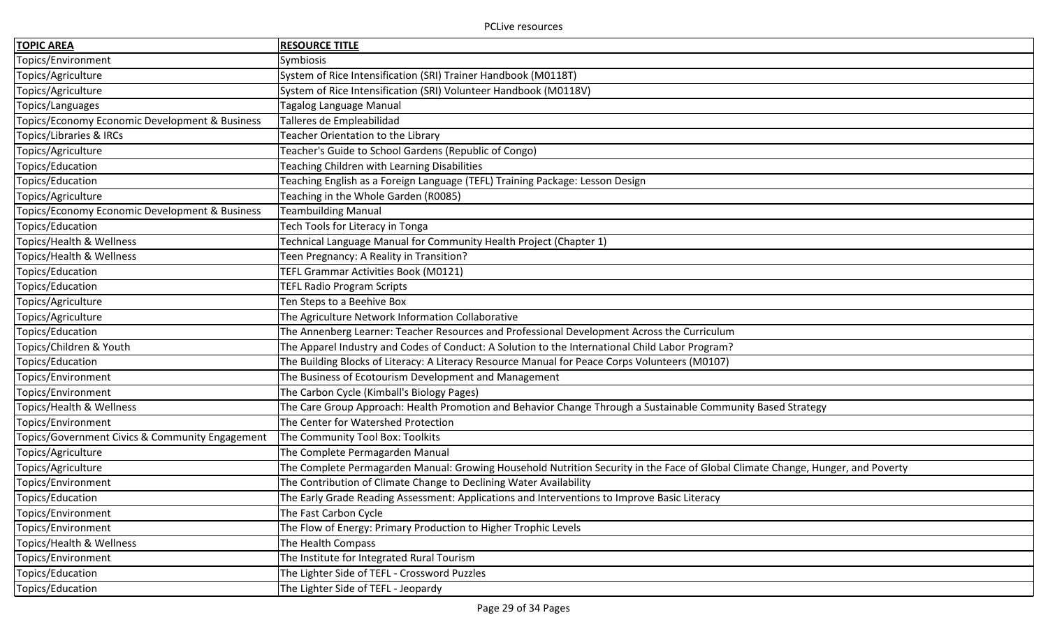| TOPIC AREA | RESOURCE TITLE |
|---|---|
| Topics/Environment | Symbiosis |
| Topics/Agriculture | System of Rice Intensification (SRI) Trainer Handbook (M0118T) |
| Topics/Agriculture | System of Rice Intensification (SRI) Volunteer Handbook (M0118V) |
| Topics/Languages | Tagalog Language Manual |
| Topics/Economy Economic Development & Business | Talleres de Empleabilidad |
| Topics/Libraries & IRCs | Teacher Orientation to the Library |
| Topics/Agriculture | Teacher's Guide to School Gardens (Republic of Congo) |
| Topics/Education | Teaching Children with Learning Disabilities |
| Topics/Education | Teaching English as a Foreign Language (TEFL) Training Package: Lesson Design |
| Topics/Agriculture | Teaching in the Whole Garden (R0085) |
| Topics/Economy Economic Development & Business | Teambuilding Manual |
| Topics/Education | Tech Tools for Literacy in Tonga |
| Topics/Health & Wellness | Technical Language Manual for Community Health Project (Chapter 1) |
| Topics/Health & Wellness | Teen Pregnancy: A Reality in Transition? |
| Topics/Education | TEFL Grammar Activities Book (M0121) |
| Topics/Education | TEFL Radio Program Scripts |
| Topics/Agriculture | Ten Steps to a Beehive Box |
| Topics/Agriculture | The Agriculture Network Information Collaborative |
| Topics/Education | The Annenberg Learner: Teacher Resources and Professional Development Across the Curriculum |
| Topics/Children & Youth | The Apparel Industry and Codes of Conduct: A Solution to the International Child Labor Program? |
| Topics/Education | The Building Blocks of Literacy: A Literacy Resource Manual for Peace Corps Volunteers (M0107) |
| Topics/Environment | The Business of Ecotourism Development and Management |
| Topics/Environment | The Carbon Cycle (Kimball's Biology Pages) |
| Topics/Health & Wellness | The Care Group Approach: Health Promotion and Behavior Change Through a Sustainable Community Based Strategy |
| Topics/Environment | The Center for Watershed Protection |
| Topics/Government Civics & Community Engagement | The Community Tool Box: Toolkits |
| Topics/Agriculture | The Complete Permagarden Manual |
| Topics/Agriculture | The Complete Permagarden Manual: Growing Household Nutrition Security in the Face of Global Climate Change, Hunger, and Poverty |
| Topics/Environment | The Contribution of Climate Change to Declining Water Availability |
| Topics/Education | The Early Grade Reading Assessment: Applications and Interventions to Improve Basic Literacy |
| Topics/Environment | The Fast Carbon Cycle |
| Topics/Environment | The Flow of Energy: Primary Production to Higher Trophic Levels |
| Topics/Health & Wellness | The Health Compass |
| Topics/Environment | The Institute for Integrated Rural Tourism |
| Topics/Education | The Lighter Side of TEFL - Crossword Puzzles |
| Topics/Education | The Lighter Side of TEFL - Jeopardy |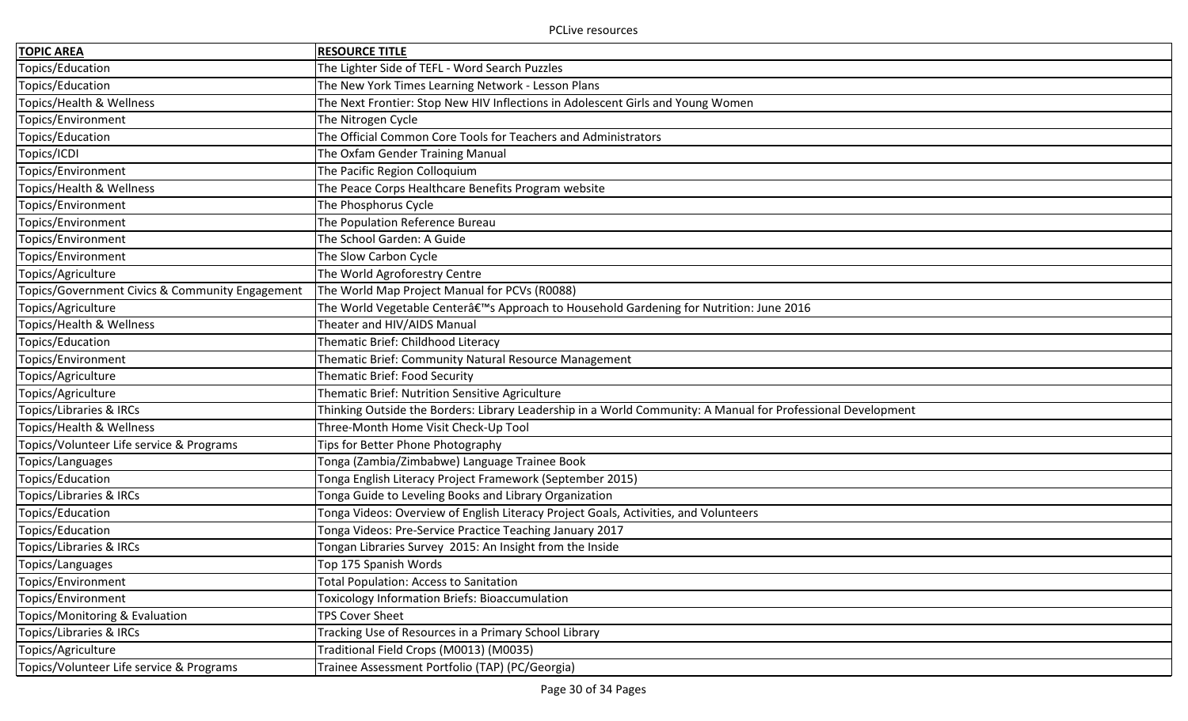| TOPIC AREA | RESOURCE TITLE |
|---|---|
| Topics/Education | The Lighter Side of TEFL - Word Search Puzzles |
| Topics/Education | The New York Times Learning Network - Lesson Plans |
| Topics/Health & Wellness | The Next Frontier: Stop New HIV Inflections in Adolescent Girls and Young Women |
| Topics/Environment | The Nitrogen Cycle |
| Topics/Education | The Official Common Core Tools for Teachers and Administrators |
| Topics/ICDI | The Oxfam Gender Training Manual |
| Topics/Environment | The Pacific Region Colloquium |
| Topics/Health & Wellness | The Peace Corps Healthcare Benefits Program website |
| Topics/Environment | The Phosphorus Cycle |
| Topics/Environment | The Population Reference Bureau |
| Topics/Environment | The School Garden: A Guide |
| Topics/Environment | The Slow Carbon Cycle |
| Topics/Agriculture | The World Agroforestry Centre |
| Topics/Government Civics & Community Engagement | The World Map Project Manual for PCVs (R0088) |
| Topics/Agriculture | The World Vegetable Centerâ€™s Approach to Household Gardening for Nutrition: June 2016 |
| Topics/Health & Wellness | Theater and HIV/AIDS Manual |
| Topics/Education | Thematic Brief: Childhood Literacy |
| Topics/Environment | Thematic Brief: Community Natural Resource Management |
| Topics/Agriculture | Thematic Brief: Food Security |
| Topics/Agriculture | Thematic Brief: Nutrition Sensitive Agriculture |
| Topics/Libraries & IRCs | Thinking Outside the Borders: Library Leadership in a World Community: A Manual for Professional Development |
| Topics/Health & Wellness | Three-Month Home Visit Check-Up Tool |
| Topics/Volunteer Life service & Programs | Tips for Better Phone Photography |
| Topics/Languages | Tonga (Zambia/Zimbabwe) Language Trainee Book |
| Topics/Education | Tonga English Literacy Project Framework (September 2015) |
| Topics/Libraries & IRCs | Tonga Guide to Leveling Books and Library Organization |
| Topics/Education | Tonga Videos: Overview of English Literacy Project Goals, Activities, and Volunteers |
| Topics/Education | Tonga Videos: Pre-Service Practice Teaching January 2017 |
| Topics/Libraries & IRCs | Tongan Libraries Survey 2015: An Insight from the Inside |
| Topics/Languages | Top 175 Spanish Words |
| Topics/Environment | Total Population: Access to Sanitation |
| Topics/Environment | Toxicology Information Briefs: Bioaccumulation |
| Topics/Monitoring & Evaluation | TPS Cover Sheet |
| Topics/Libraries & IRCs | Tracking Use of Resources in a Primary School Library |
| Topics/Agriculture | Traditional Field Crops (M0013) (M0035) |
| Topics/Volunteer Life service & Programs | Trainee Assessment Portfolio (TAP) (PC/Georgia) |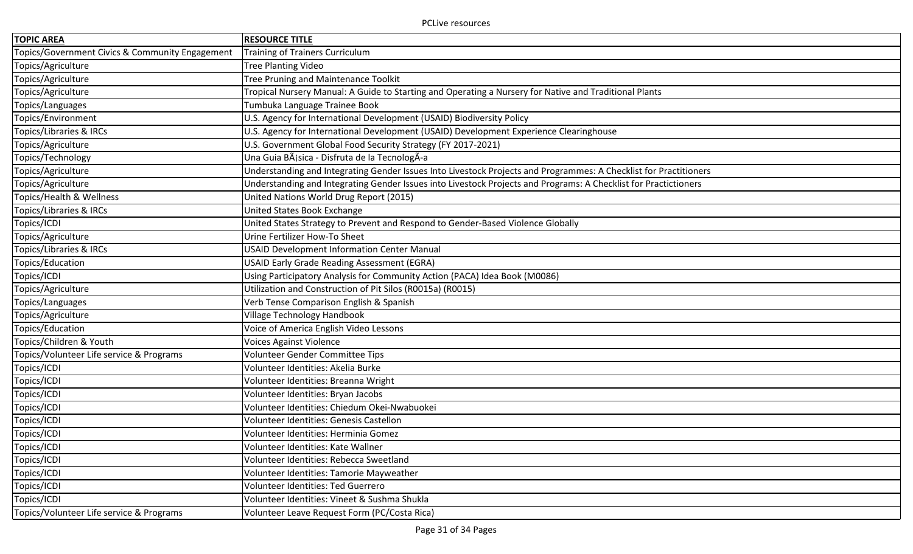| TOPIC AREA | RESOURCE TITLE |
|---|---|
| Topics/Government Civics & Community Engagement | Training of Trainers Curriculum |
| Topics/Agriculture | Tree Planting Video |
| Topics/Agriculture | Tree Pruning and Maintenance Toolkit |
| Topics/Agriculture | Tropical Nursery Manual: A Guide to Starting and Operating a Nursery for Native and Traditional Plants |
| Topics/Languages | Tumbuka Language Trainee Book |
| Topics/Environment | U.S. Agency for International Development (USAID) Biodiversity Policy |
| Topics/Libraries & IRCs | U.S. Agency for International Development (USAID) Development Experience Clearinghouse |
| Topics/Agriculture | U.S. Government Global Food Security Strategy (FY 2017-2021) |
| Topics/Technology | Una Guia BÃ¡sica - Disfruta de la TecnologÃ-a |
| Topics/Agriculture | Understanding and Integrating Gender Issues Into Livestock Projects and Programmes: A Checklist for Practitioners |
| Topics/Agriculture | Understanding and Integrating Gender Issues into Livestock Projects and Programs: A Checklist for Practictioners |
| Topics/Health & Wellness | United Nations World Drug Report (2015) |
| Topics/Libraries & IRCs | United States Book Exchange |
| Topics/ICDI | United States Strategy to Prevent and Respond to Gender-Based Violence Globally |
| Topics/Agriculture | Urine Fertilizer How-To Sheet |
| Topics/Libraries & IRCs | USAID Development Information Center Manual |
| Topics/Education | USAID Early Grade Reading Assessment (EGRA) |
| Topics/ICDI | Using Participatory Analysis for Community Action (PACA) Idea Book (M0086) |
| Topics/Agriculture | Utilization and Construction of Pit Silos (R0015a) (R0015) |
| Topics/Languages | Verb Tense Comparison English & Spanish |
| Topics/Agriculture | Village Technology Handbook |
| Topics/Education | Voice of America English Video Lessons |
| Topics/Children & Youth | Voices Against Violence |
| Topics/Volunteer Life service & Programs | Volunteer Gender Committee Tips |
| Topics/ICDI | Volunteer Identities: Akelia Burke |
| Topics/ICDI | Volunteer Identities: Breanna Wright |
| Topics/ICDI | Volunteer Identities: Bryan Jacobs |
| Topics/ICDI | Volunteer Identities: Chiedum Okei-Nwabuokei |
| Topics/ICDI | Volunteer Identities: Genesis Castellon |
| Topics/ICDI | Volunteer Identities: Herminia Gomez |
| Topics/ICDI | Volunteer Identities: Kate Wallner |
| Topics/ICDI | Volunteer Identities: Rebecca Sweetland |
| Topics/ICDI | Volunteer Identities: Tamorie Mayweather |
| Topics/ICDI | Volunteer Identities: Ted Guerrero |
| Topics/ICDI | Volunteer Identities: Vineet & Sushma Shukla |
| Topics/Volunteer Life service & Programs | Volunteer Leave Request Form (PC/Costa Rica) |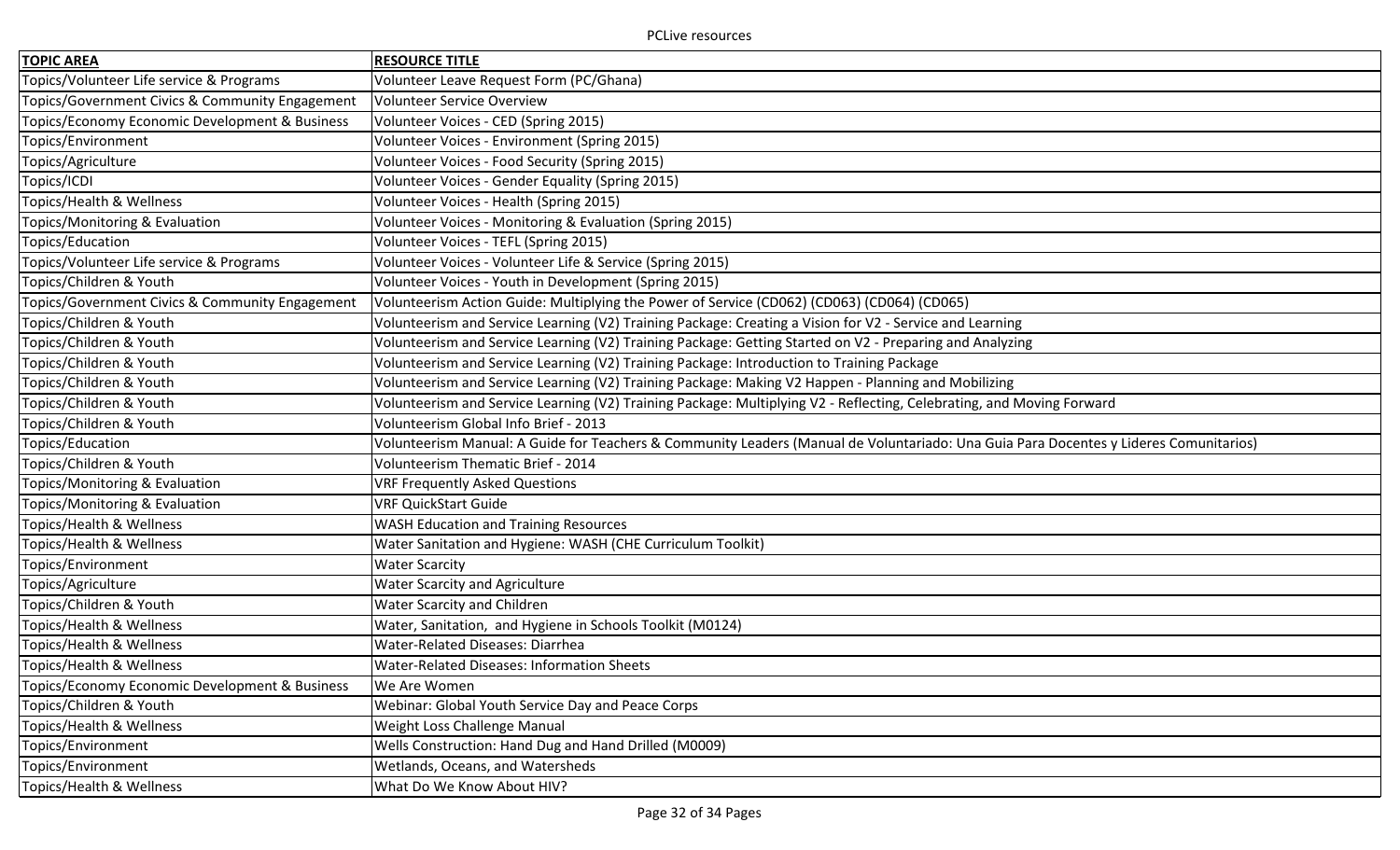| TOPIC AREA | RESOURCE TITLE |
|---|---|
| Topics/Volunteer Life service & Programs | Volunteer Leave Request Form (PC/Ghana) |
| Topics/Government Civics & Community Engagement | Volunteer Service Overview |
| Topics/Economy Economic Development & Business | Volunteer Voices - CED (Spring 2015) |
| Topics/Environment | Volunteer Voices - Environment (Spring 2015) |
| Topics/Agriculture | Volunteer Voices - Food Security (Spring 2015) |
| Topics/ICDI | Volunteer Voices - Gender Equality (Spring 2015) |
| Topics/Health & Wellness | Volunteer Voices - Health (Spring 2015) |
| Topics/Monitoring & Evaluation | Volunteer Voices - Monitoring & Evaluation (Spring 2015) |
| Topics/Education | Volunteer Voices - TEFL (Spring 2015) |
| Topics/Volunteer Life service & Programs | Volunteer Voices - Volunteer Life & Service (Spring 2015) |
| Topics/Children & Youth | Volunteer Voices - Youth in Development (Spring 2015) |
| Topics/Government Civics & Community Engagement | Volunteerism Action Guide: Multiplying the Power of Service (CD062) (CD063) (CD064) (CD065) |
| Topics/Children & Youth | Volunteerism and Service Learning (V2) Training Package: Creating a Vision for V2 - Service and Learning |
| Topics/Children & Youth | Volunteerism and Service Learning (V2) Training Package: Getting Started on V2 - Preparing and Analyzing |
| Topics/Children & Youth | Volunteerism and Service Learning (V2) Training Package: Introduction to Training Package |
| Topics/Children & Youth | Volunteerism and Service Learning (V2) Training Package: Making V2 Happen - Planning and Mobilizing |
| Topics/Children & Youth | Volunteerism and Service Learning (V2) Training Package: Multiplying V2 - Reflecting, Celebrating, and Moving Forward |
| Topics/Children & Youth | Volunteerism Global Info Brief - 2013 |
| Topics/Education | Volunteerism Manual: A Guide for Teachers & Community Leaders (Manual de Voluntariado: Una Guia Para Docentes y Lideres Comunitarios) |
| Topics/Children & Youth | Volunteerism Thematic Brief - 2014 |
| Topics/Monitoring & Evaluation | VRF Frequently Asked Questions |
| Topics/Monitoring & Evaluation | VRF QuickStart Guide |
| Topics/Health & Wellness | WASH Education and Training Resources |
| Topics/Health & Wellness | Water Sanitation and Hygiene: WASH (CHE Curriculum Toolkit) |
| Topics/Environment | Water Scarcity |
| Topics/Agriculture | Water Scarcity and Agriculture |
| Topics/Children & Youth | Water Scarcity and Children |
| Topics/Health & Wellness | Water, Sanitation, and Hygiene in Schools Toolkit (M0124) |
| Topics/Health & Wellness | Water-Related Diseases: Diarrhea |
| Topics/Health & Wellness | Water-Related Diseases: Information Sheets |
| Topics/Economy Economic Development & Business | We Are Women |
| Topics/Children & Youth | Webinar: Global Youth Service Day and Peace Corps |
| Topics/Health & Wellness | Weight Loss Challenge Manual |
| Topics/Environment | Wells Construction: Hand Dug and Hand Drilled (M0009) |
| Topics/Environment | Wetlands, Oceans, and Watersheds |
| Topics/Health & Wellness | What Do We Know About HIV? |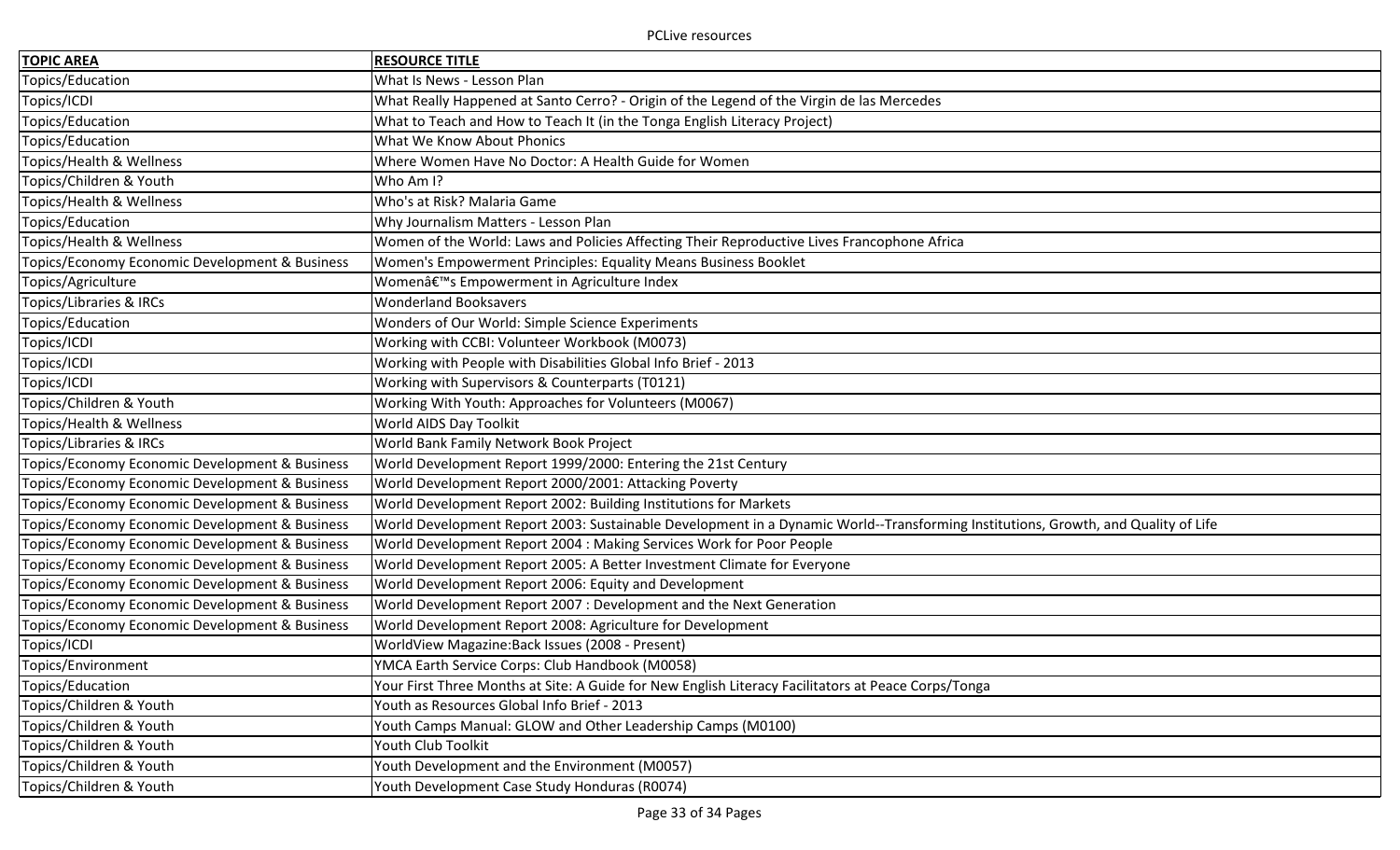| TOPIC AREA | RESOURCE TITLE |
|---|---|
| Topics/Education | What Is News - Lesson Plan |
| Topics/ICDI | What Really Happened at Santo Cerro? - Origin of the Legend of the Virgin de las Mercedes |
| Topics/Education | What to Teach and How to Teach It (in the Tonga English Literacy Project) |
| Topics/Education | What We Know About Phonics |
| Topics/Health & Wellness | Where Women Have No Doctor: A Health Guide for Women |
| Topics/Children & Youth | Who Am I? |
| Topics/Health & Wellness | Who's at Risk? Malaria Game |
| Topics/Education | Why Journalism Matters - Lesson Plan |
| Topics/Health & Wellness | Women of the World: Laws and Policies Affecting Their Reproductive Lives Francophone Africa |
| Topics/Economy Economic Development & Business | Women's Empowerment Principles: Equality Means Business Booklet |
| Topics/Agriculture | Womenâ€™s Empowerment in Agriculture Index |
| Topics/Libraries & IRCs | Wonderland Booksavers |
| Topics/Education | Wonders of Our World: Simple Science Experiments |
| Topics/ICDI | Working with CCBI: Volunteer Workbook (M0073) |
| Topics/ICDI | Working with People with Disabilities Global Info Brief - 2013 |
| Topics/ICDI | Working with Supervisors & Counterparts (T0121) |
| Topics/Children & Youth | Working With Youth: Approaches for Volunteers (M0067) |
| Topics/Health & Wellness | World AIDS Day Toolkit |
| Topics/Libraries & IRCs | World Bank Family Network Book Project |
| Topics/Economy Economic Development & Business | World Development Report 1999/2000: Entering the 21st Century |
| Topics/Economy Economic Development & Business | World Development Report 2000/2001: Attacking Poverty |
| Topics/Economy Economic Development & Business | World Development Report 2002: Building Institutions for Markets |
| Topics/Economy Economic Development & Business | World Development Report 2003: Sustainable Development in a Dynamic World--Transforming Institutions, Growth, and Quality of Life |
| Topics/Economy Economic Development & Business | World Development Report 2004 : Making Services Work for Poor People |
| Topics/Economy Economic Development & Business | World Development Report 2005: A Better Investment Climate for Everyone |
| Topics/Economy Economic Development & Business | World Development Report 2006: Equity and Development |
| Topics/Economy Economic Development & Business | World Development Report 2007 : Development and the Next Generation |
| Topics/Economy Economic Development & Business | World Development Report 2008: Agriculture for Development |
| Topics/ICDI | WorldView Magazine:Back Issues (2008 - Present) |
| Topics/Environment | YMCA Earth Service Corps: Club Handbook (M0058) |
| Topics/Education | Your First Three Months at Site: A Guide for New English Literacy Facilitators at Peace Corps/Tonga |
| Topics/Children & Youth | Youth as Resources Global Info Brief - 2013 |
| Topics/Children & Youth | Youth Camps Manual: GLOW and Other Leadership Camps (M0100) |
| Topics/Children & Youth | Youth Club Toolkit |
| Topics/Children & Youth | Youth Development and the Environment (M0057) |
| Topics/Children & Youth | Youth Development Case Study Honduras (R0074) |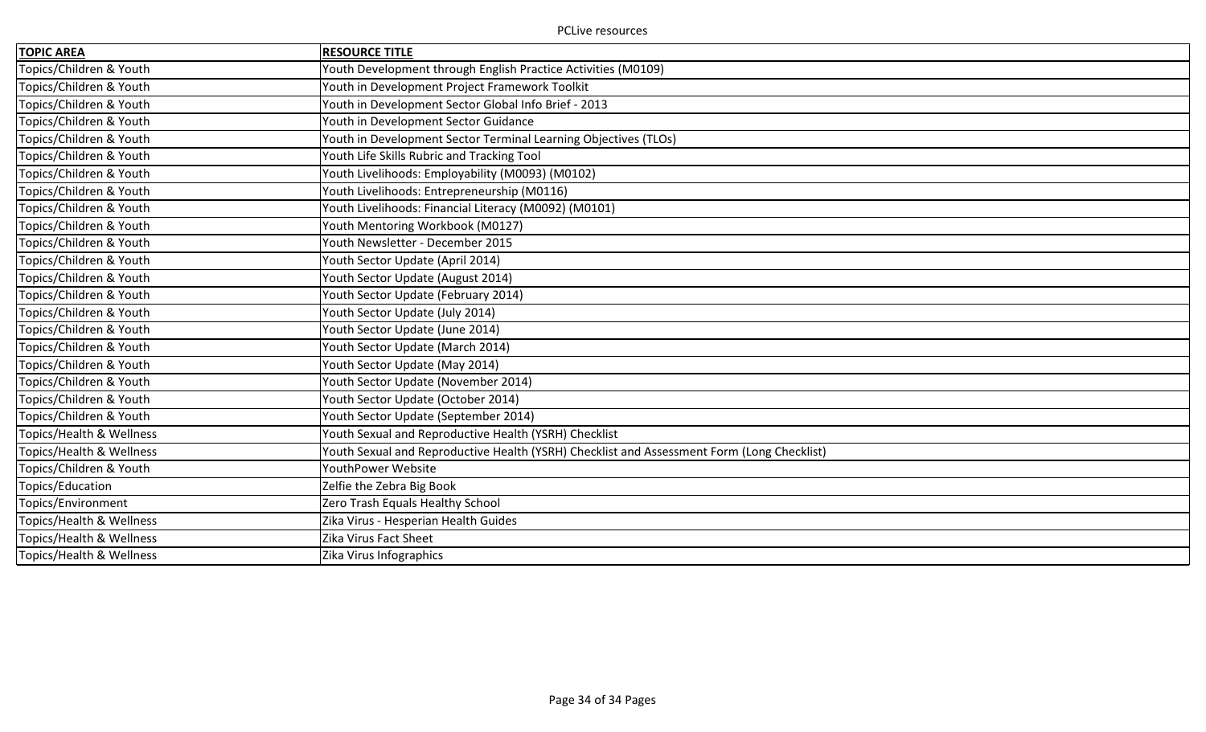| TOPIC AREA | RESOURCE TITLE |
|---|---|
| Topics/Children & Youth | Youth Development through English Practice Activities (M0109) |
| Topics/Children & Youth | Youth in Development Project Framework Toolkit |
| Topics/Children & Youth | Youth in Development Sector Global Info Brief - 2013 |
| Topics/Children & Youth | Youth in Development Sector Guidance |
| Topics/Children & Youth | Youth in Development Sector Terminal Learning Objectives (TLOs) |
| Topics/Children & Youth | Youth Life Skills Rubric and Tracking Tool |
| Topics/Children & Youth | Youth Livelihoods: Employability (M0093) (M0102) |
| Topics/Children & Youth | Youth Livelihoods: Entrepreneurship (M0116) |
| Topics/Children & Youth | Youth Livelihoods: Financial Literacy (M0092) (M0101) |
| Topics/Children & Youth | Youth Mentoring Workbook (M0127) |
| Topics/Children & Youth | Youth Newsletter - December 2015 |
| Topics/Children & Youth | Youth Sector Update (April 2014) |
| Topics/Children & Youth | Youth Sector Update (August 2014) |
| Topics/Children & Youth | Youth Sector Update (February 2014) |
| Topics/Children & Youth | Youth Sector Update (July 2014) |
| Topics/Children & Youth | Youth Sector Update (June 2014) |
| Topics/Children & Youth | Youth Sector Update (March 2014) |
| Topics/Children & Youth | Youth Sector Update (May 2014) |
| Topics/Children & Youth | Youth Sector Update (November 2014) |
| Topics/Children & Youth | Youth Sector Update (October 2014) |
| Topics/Children & Youth | Youth Sector Update (September 2014) |
| Topics/Health & Wellness | Youth Sexual and Reproductive Health (YSRH) Checklist |
| Topics/Health & Wellness | Youth Sexual and Reproductive Health (YSRH) Checklist and Assessment Form (Long Checklist) |
| Topics/Children & Youth | YouthPower Website |
| Topics/Education | Zelfie the Zebra Big Book |
| Topics/Environment | Zero Trash Equals Healthy School |
| Topics/Health & Wellness | Zika Virus - Hesperian Health Guides |
| Topics/Health & Wellness | Zika Virus Fact Sheet |
| Topics/Health & Wellness | Zika Virus Infographics |